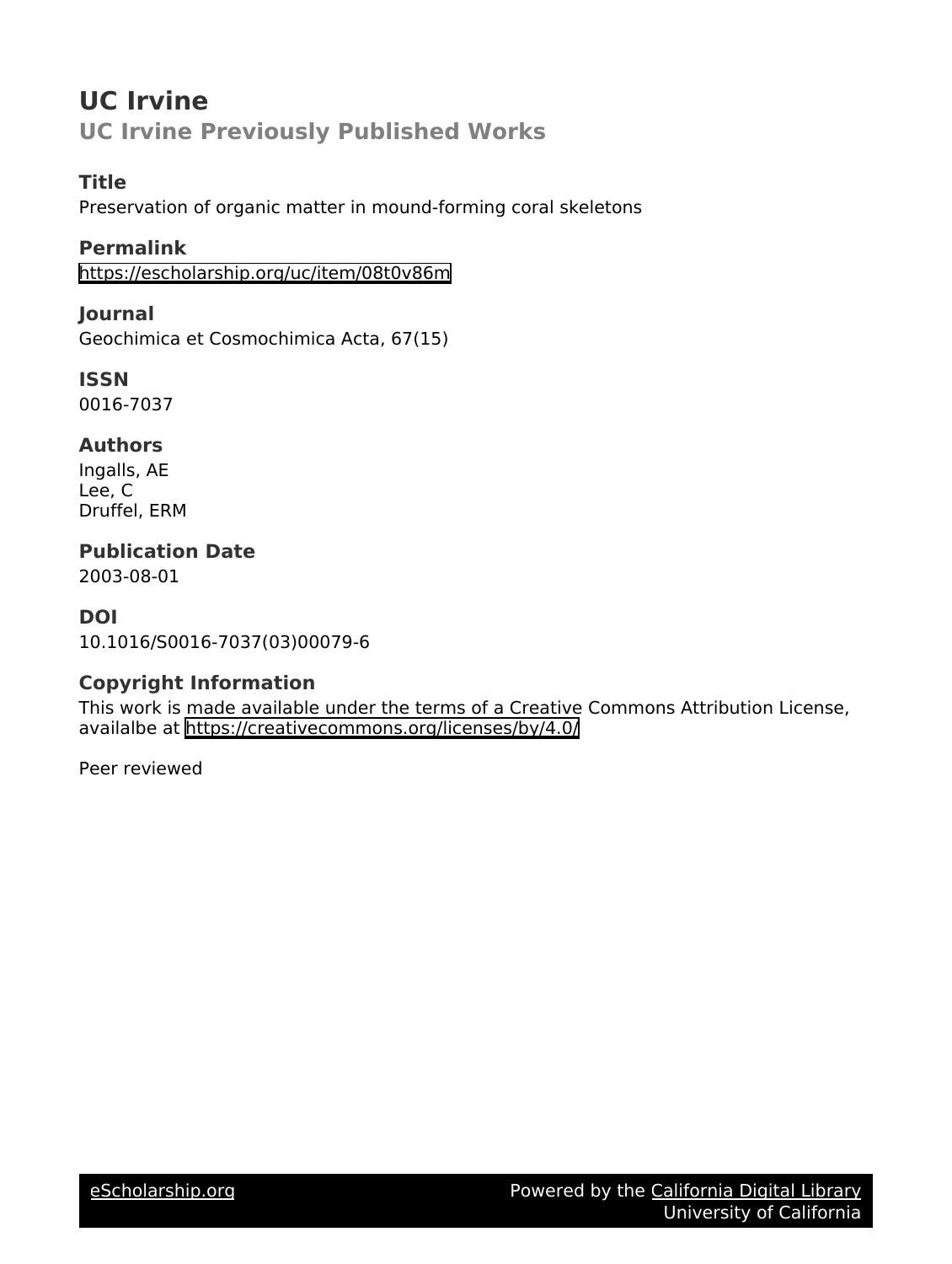# UC Irvine

## UC Irvine Previously Published Works

### Title

Preservation of organic matter in mound-forming coral skeletons

### Permalink

https://escholarship.org/uc/item/08t0v86m

### Journal

Geochimica et Cosmochimica Acta, 67(15)

### ISSN

0016-7037

### Authors

Ingalls, AE
Lee, C
Druffel, ERM

### Publication Date

2003-08-01

### DOI

10.1016/S0016-7037(03)00079-6

### Copyright Information

This work is made available under the terms of a Creative Commons Attribution License, availalbe at https://creativecommons.org/licenses/by/4.0/

Peer reviewed

eScholarship.org Powered by the California Digital Library University of California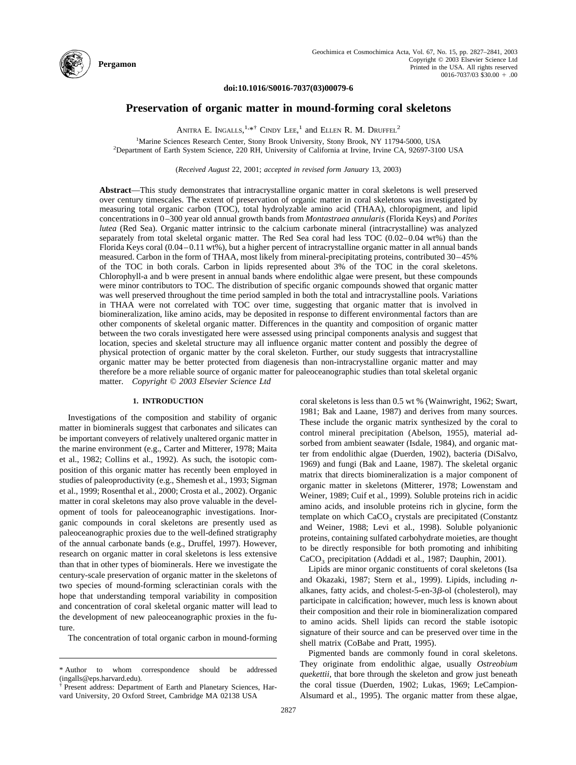# Preservation of organic matter in mound-forming coral skeletons

Anitra E. Ingalls,[1,*†] Cindy Lee,[1] and Ellen R. M. Druffel[2]

[1]Marine Sciences Research Center, Stony Brook University, Stony Brook, NY 11794-5000, USA
[2]Department of Earth System Science, 220 RH, University of California at Irvine, Irvine CA, 92697-3100 USA

(*Received August* 22, 2001; *accepted in revised form January* 13, 2003)

**Abstract**—This study demonstrates that intracrystalline organic matter in coral skeletons is well preserved over century timescales. The extent of preservation of organic matter in coral skeletons was investigated by measuring total organic carbon (TOC), total hydrolyzable amino acid (THAA), chloropigment, and lipid concentrations in 0–300 year old annual growth bands from *Montastraea annularis* (Florida Keys) and *Porites lutea* (Red Sea). Organic matter intrinsic to the calcium carbonate mineral (intracrystalline) was analyzed separately from total skeletal organic matter. The Red Sea coral had less TOC (0.02–0.04 wt%) than the Florida Keys coral (0.04–0.11 wt%), but a higher percent of intracrystalline organic matter in all annual bands measured. Carbon in the form of THAA, most likely from mineral-precipitating proteins, contributed 30–45% of the TOC in both corals. Carbon in lipids represented about 3% of the TOC in the coral skeletons. Chlorophyll-a and b were present in annual bands where endolithic algae were present, but these compounds were minor contributors to TOC. The distribution of specific organic compounds showed that organic matter was well preserved throughout the time period sampled in both the total and intracrystalline pools. Variations in THAA were not correlated with TOC over time, suggesting that organic matter that is involved in biomineralization, like amino acids, may be deposited in response to different environmental factors than are other components of skeletal organic matter. Differences in the quantity and composition of organic matter between the two corals investigated here were assessed using principal components analysis and suggest that location, species and skeletal structure may all influence organic matter content and possibly the degree of physical protection of organic matter by the coral skeleton. Further, our study suggests that intracrystalline organic matter may be better protected from diagenesis than non-intracrystalline organic matter and may therefore be a more reliable source of organic matter for paleoceanographic studies than total skeletal organic matter. *Copyright © 2003 Elsevier Science Ltd*

## 1. INTRODUCTION

Investigations of the composition and stability of organic matter in biominerals suggest that carbonates and silicates can be important conveyers of relatively unaltered organic matter in the marine environment (e.g., Carter and Mitterer, 1978; Maita et al., 1982; Collins et al., 1992). As such, the isotopic composition of this organic matter has recently been employed in studies of paleoproductivity (e.g., Shemesh et al., 1993; Sigman et al., 1999; Rosenthal et al., 2000; Crosta et al., 2002). Organic matter in coral skeletons may also prove valuable in the development of tools for paleoceanographic investigations. Inorganic compounds in coral skeletons are presently used as paleoceanographic proxies due to the well-defined stratigraphy of the annual carbonate bands (e.g., Druffel, 1997). However, research on organic matter in coral skeletons is less extensive than that in other types of biominerals. Here we investigate the century-scale preservation of organic matter in the skeletons of two species of mound-forming scleractinian corals with the hope that understanding temporal variability in composition and concentration of coral skeletal organic matter will lead to the development of new paleoceanographic proxies in the future.

The concentration of total organic carbon in mound-forming coral skeletons is less than 0.5 wt % (Wainwright, 1962; Swart, 1981; Bak and Laane, 1987) and derives from many sources. These include the organic matrix synthesized by the coral to control mineral precipitation (Abelson, 1955), material adsorbed from ambient seawater (Isdale, 1984), and organic matter from endolithic algae (Duerden, 1902), bacteria (DiSalvo, 1969) and fungi (Bak and Laane, 1987). The skeletal organic matrix that directs biomineralization is a major component of organic matter in skeletons (Mitterer, 1978; Lowenstam and Weiner, 1989; Cuif et al., 1999). Soluble proteins rich in acidic amino acids, and insoluble proteins rich in glycine, form the template on which $CaCO_3$ crystals are precipitated (Constantz and Weiner, 1988; Levi et al., 1998). Soluble polyanionic proteins, containing sulfated carbohydrate moieties, are thought to be directly responsible for both promoting and inhibiting $CaCO_3$ precipitation (Addadi et al., 1987; Dauphin, 2001).

Lipids are minor organic constituents of coral skeletons (Isa and Okazaki, 1987; Stern et al., 1999). Lipids, including *n*-alkanes, fatty acids, and cholest-5-en-3$\beta$-ol (cholesterol), may participate in calcification; however, much less is known about their composition and their role in biomineralization compared to amino acids. Shell lipids can record the stable isotopic signature of their source and can be preserved over time in the shell matrix (CoBabe and Pratt, 1995).

Pigmented bands are commonly found in coral skeletons. They originate from endolithic algae, usually *Ostreobium quekettii*, that bore through the skeleton and grow just beneath the coral tissue (Duerden, 1902; Lukas, 1969; LeCampion-Alsumard et al., 1995). The organic matter from these algae,

\* Author to whom correspondence should be addressed (ingalls@eps.harvard.edu).

† Present address: Department of Earth and Planetary Sciences, Harvard University, 20 Oxford Street, Cambridge MA 02138 USA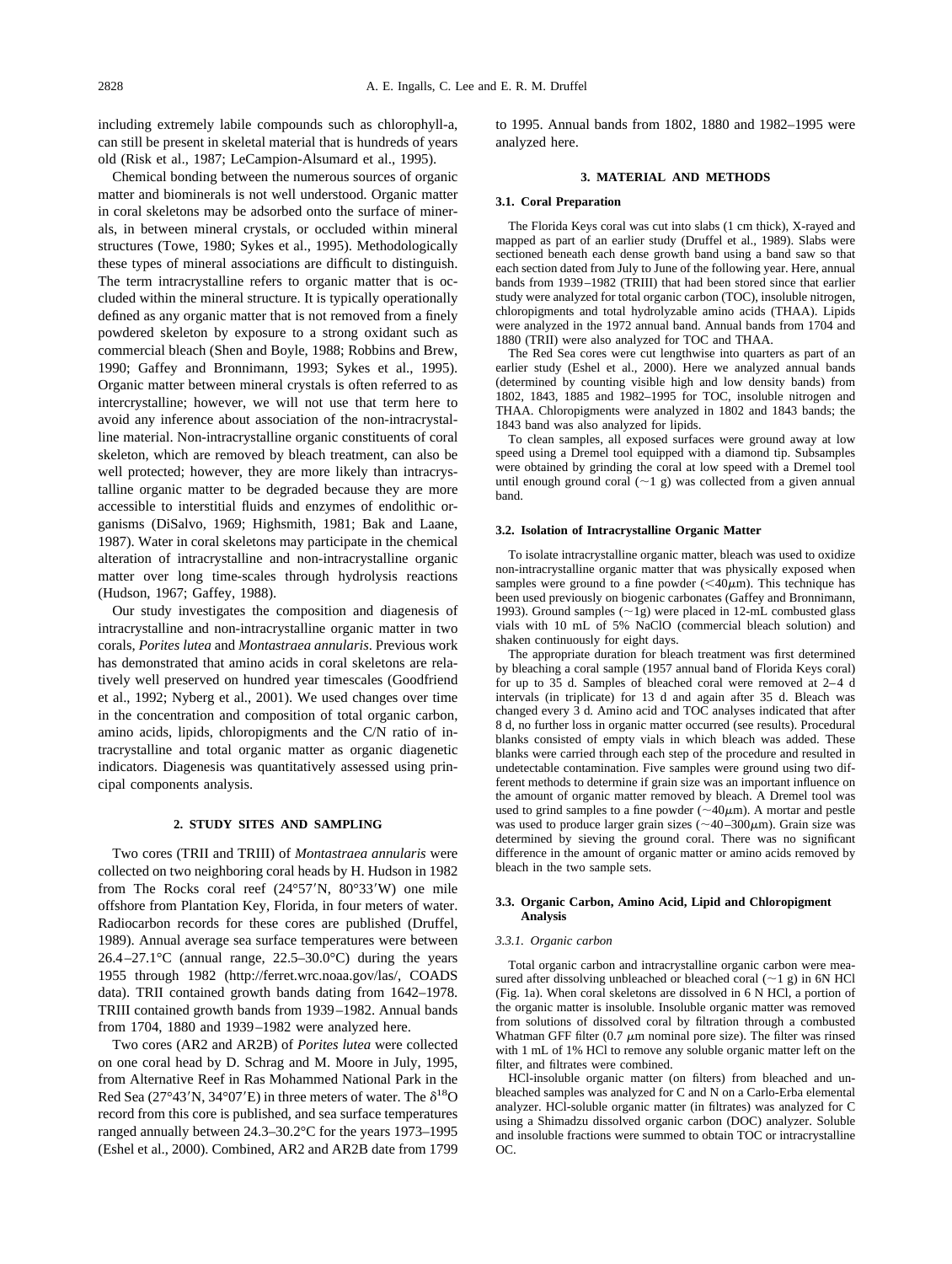including extremely labile compounds such as chlorophyll-a, can still be present in skeletal material that is hundreds of years old (Risk et al., 1987; LeCampion-Alsumard et al., 1995).

Chemical bonding between the numerous sources of organic matter and biominerals is not well understood. Organic matter in coral skeletons may be adsorbed onto the surface of minerals, in between mineral crystals, or occluded within mineral structures (Towe, 1980; Sykes et al., 1995). Methodologically these types of mineral associations are difficult to distinguish. The term intracrystalline refers to organic matter that is occluded within the mineral structure. It is typically operationally defined as any organic matter that is not removed from a finely powdered skeleton by exposure to a strong oxidant such as commercial bleach (Shen and Boyle, 1988; Robbins and Brew, 1990; Gaffey and Bronnimann, 1993; Sykes et al., 1995). Organic matter between mineral crystals is often referred to as intercrystalline; however, we will not use that term here to avoid any inference about association of the non-intracrystalline material. Non-intracrystalline organic constituents of coral skeleton, which are removed by bleach treatment, can also be well protected; however, they are more likely than intracrystalline organic matter to be degraded because they are more accessible to interstitial fluids and enzymes of endolithic organisms (DiSalvo, 1969; Highsmith, 1981; Bak and Laane, 1987). Water in coral skeletons may participate in the chemical alteration of intracrystalline and non-intracrystalline organic matter over long time-scales through hydrolysis reactions (Hudson, 1967; Gaffey, 1988).

Our study investigates the composition and diagenesis of intracrystalline and non-intracrystalline organic matter in two corals, *Porites lutea* and *Montastraea annularis*. Previous work has demonstrated that amino acids in coral skeletons are relatively well preserved on hundred year timescales (Goodfriend et al., 1992; Nyberg et al., 2001). We used changes over time in the concentration and composition of total organic carbon, amino acids, lipids, chloropigments and the C/N ratio of intracrystalline and total organic matter as organic diagenetic indicators. Diagenesis was quantitatively assessed using principal components analysis.

## 2. STUDY SITES AND SAMPLING

Two cores (TRII and TRIII) of *Montastraea annularis* were collected on two neighboring coral heads by H. Hudson in 1982 from The Rocks coral reef (24°57′N, 80°33′W) one mile offshore from Plantation Key, Florida, in four meters of water. Radiocarbon records for these cores are published (Druffel, 1989). Annual average sea surface temperatures were between 26.4–27.1°C (annual range, 22.5–30.0°C) during the years 1955 through 1982 (http://ferret.wrc.noaa.gov/las/, COADS data). TRII contained growth bands dating from 1642–1978. TRIII contained growth bands from 1939–1982. Annual bands from 1704, 1880 and 1939–1982 were analyzed here.

Two cores (AR2 and AR2B) of *Porites lutea* were collected on one coral head by D. Schrag and M. Moore in July, 1995, from Alternative Reef in Ras Mohammed National Park in the Red Sea (27°43′N, 34°07′E) in three meters of water. The $\delta^{18}O$ record from this core is published, and sea surface temperatures ranged annually between 24.3–30.2°C for the years 1973–1995 (Eshel et al., 2000). Combined, AR2 and AR2B date from 1799 to 1995. Annual bands from 1802, 1880 and 1982–1995 were analyzed here.

## 3. MATERIAL AND METHODS

### 3.1. Coral Preparation

The Florida Keys coral was cut into slabs (1 cm thick), X-rayed and mapped as part of an earlier study (Druffel et al., 1989). Slabs were sectioned beneath each dense growth band using a band saw so that each section dated from July to June of the following year. Here, annual bands from 1939–1982 (TRIII) that had been stored since that earlier study were analyzed for total organic carbon (TOC), insoluble nitrogen, chloropigments and total hydrolyzable amino acids (THAA). Lipids were analyzed in the 1972 annual band. Annual bands from 1704 and 1880 (TRII) were also analyzed for TOC and THAA.

The Red Sea cores were cut lengthwise into quarters as part of an earlier study (Eshel et al., 2000). Here we analyzed annual bands (determined by counting visible high and low density bands) from 1802, 1843, 1885 and 1982–1995 for TOC, insoluble nitrogen and THAA. Chloropigments were analyzed in 1802 and 1843 bands; the 1843 band was also analyzed for lipids.

To clean samples, all exposed surfaces were ground away at low speed using a Dremel tool equipped with a diamond tip. Subsamples were obtained by grinding the coral at low speed with a Dremel tool until enough ground coral (~1 g) was collected from a given annual band.

### 3.2. Isolation of Intracrystalline Organic Matter

To isolate intracrystalline organic matter, bleach was used to oxidize non-intracrystalline organic matter that was physically exposed when samples were ground to a fine powder (<40μm). This technique has been used previously on biogenic carbonates (Gaffey and Bronnimann, 1993). Ground samples (~1g) were placed in 12-mL combusted glass vials with 10 mL of 5% NaClO (commercial bleach solution) and shaken continuously for eight days.

The appropriate duration for bleach treatment was first determined by bleaching a coral sample (1957 annual band of Florida Keys coral) for up to 35 d. Samples of bleached coral were removed at 2–4 d intervals (in triplicate) for 13 d and again after 35 d. Bleach was changed every 3 d. Amino acid and TOC analyses indicated that after 8 d, no further loss in organic matter occurred (see results). Procedural blanks consisted of empty vials in which bleach was added. These blanks were carried through each step of the procedure and resulted in undetectable contamination. Five samples were ground using two different methods to determine if grain size was an important influence on the amount of organic matter removed by bleach. A Dremel tool was used to grind samples to a fine powder (~40μm). A mortar and pestle was used to produce larger grain sizes (~40–300μm). Grain size was determined by sieving the ground coral. There was no significant difference in the amount of organic matter or amino acids removed by bleach in the two sample sets.

### 3.3. Organic Carbon, Amino Acid, Lipid and Chloropigment Analysis

#### 3.3.1. Organic carbon

Total organic carbon and intracrystalline organic carbon were measured after dissolving unbleached or bleached coral (~1 g) in 6N HCl (Fig. 1a). When coral skeletons are dissolved in 6 N HCl, a portion of the organic matter is insoluble. Insoluble organic matter was removed from solutions of dissolved coral by filtration through a combusted Whatman GFF filter (0.7 μm nominal pore size). The filter was rinsed with 1 mL of 1% HCl to remove any soluble organic matter left on the filter, and filtrates were combined.

HCl-insoluble organic matter (on filters) from bleached and unbleached samples was analyzed for C and N on a Carlo-Erba elemental analyzer. HCl-soluble organic matter (in filtrates) was analyzed for C using a Shimadzu dissolved organic carbon (DOC) analyzer. Soluble and insoluble fractions were summed to obtain TOC or intracrystalline OC.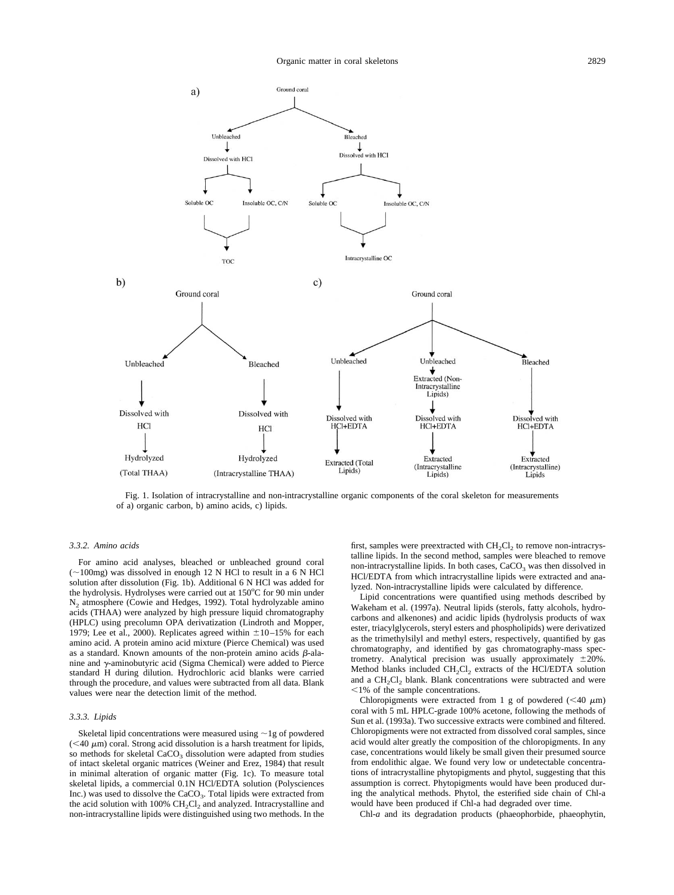Fig. 1. Isolation of intracrystalline and non-intracrystalline organic components of the coral skeleton for measurements of a) organic carbon, b) amino acids, c) lipids.

### 3.3.2. Amino acids

For amino acid analyses, bleached or unbleached ground coral (~100mg) was dissolved in enough 12 N HCl to result in a 6 N HCl solution after dissolution (Fig. 1b). Additional 6 N HCl was added for the hydrolysis. Hydrolyses were carried out at 150°C for 90 min under $N_2$ atmosphere (Cowie and Hedges, 1992). Total hydrolyzable amino acids (THAA) were analyzed by high pressure liquid chromatography (HPLC) using precolumn OPA derivatization (Lindroth and Mopper, 1979; Lee et al., 2000). Replicates agreed within ±10–15% for each amino acid. A protein amino acid mixture (Pierce Chemical) was used as a standard. Known amounts of the non-protein amino acids β-alanine and γ-aminobutyric acid (Sigma Chemical) were added to Pierce standard H during dilution. Hydrochloric acid blanks were carried through the procedure, and values were subtracted from all data. Blank values were near the detection limit of the method.

### 3.3.3. Lipids

Skeletal lipid concentrations were measured using ~1g of powdered (<40 μm) coral. Strong acid dissolution is a harsh treatment for lipids, so methods for skeletal $CaCO_3$ dissolution were adapted from studies of intact skeletal organic matrices (Weiner and Erez, 1984) that result in minimal alteration of organic matter (Fig. 1c). To measure total skeletal lipids, a commercial 0.1N HCl/EDTA solution (Polysciences Inc.) was used to dissolve the $CaCO_3$. Total lipids were extracted from the acid solution with 100% $CH_2Cl_2$ and analyzed. Intracrystalline and non-intracrystalline lipids were distinguished using two methods. In the first, samples were preextracted with $CH_2Cl_2$ to remove non-intracrystalline lipids. In the second method, samples were bleached to remove non-intracrystalline lipids. In both cases, $CaCO_3$ was then dissolved in HCl/EDTA from which intracrystalline lipids were extracted and analyzed. Non-intracrystalline lipids were calculated by difference.

Lipid concentrations were quantified using methods described by Wakeham et al. (1997a). Neutral lipids (sterols, fatty alcohols, hydrocarbons and alkenones) and acidic lipids (hydrolysis products of wax ester, triacylglycerols, steryl esters and phospholipids) were derivatized as the trimethylsilyl and methyl esters, respectively, quantified by gas chromatography, and identified by gas chromatography-mass spectrometry. Analytical precision was usually approximately ±20%. Method blanks included $CH_2Cl_2$ extracts of the HCl/EDTA solution and a $CH_2Cl_2$ blank. Blank concentrations were subtracted and were <1% of the sample concentrations.

Chloropigments were extracted from 1 g of powdered (<40 μm) coral with 5 mL HPLC-grade 100% acetone, following the methods of Sun et al. (1993a). Two successive extracts were combined and filtered. Chloropigments were not extracted from dissolved coral samples, since acid would alter greatly the composition of the chloropigments. In any case, concentrations would likely be small given their presumed source from endolithic algae. We found very low or undetectable concentrations of intracrystalline phytopigments and phytol, suggesting that this assumption is correct. Phytopigments would have been produced during the analytical methods. Phytol, the esterified side chain of Chl-a would have been produced if Chl-a had degraded over time.

Chl-*a* and its degradation products (phaeophorbide, phaeophytin,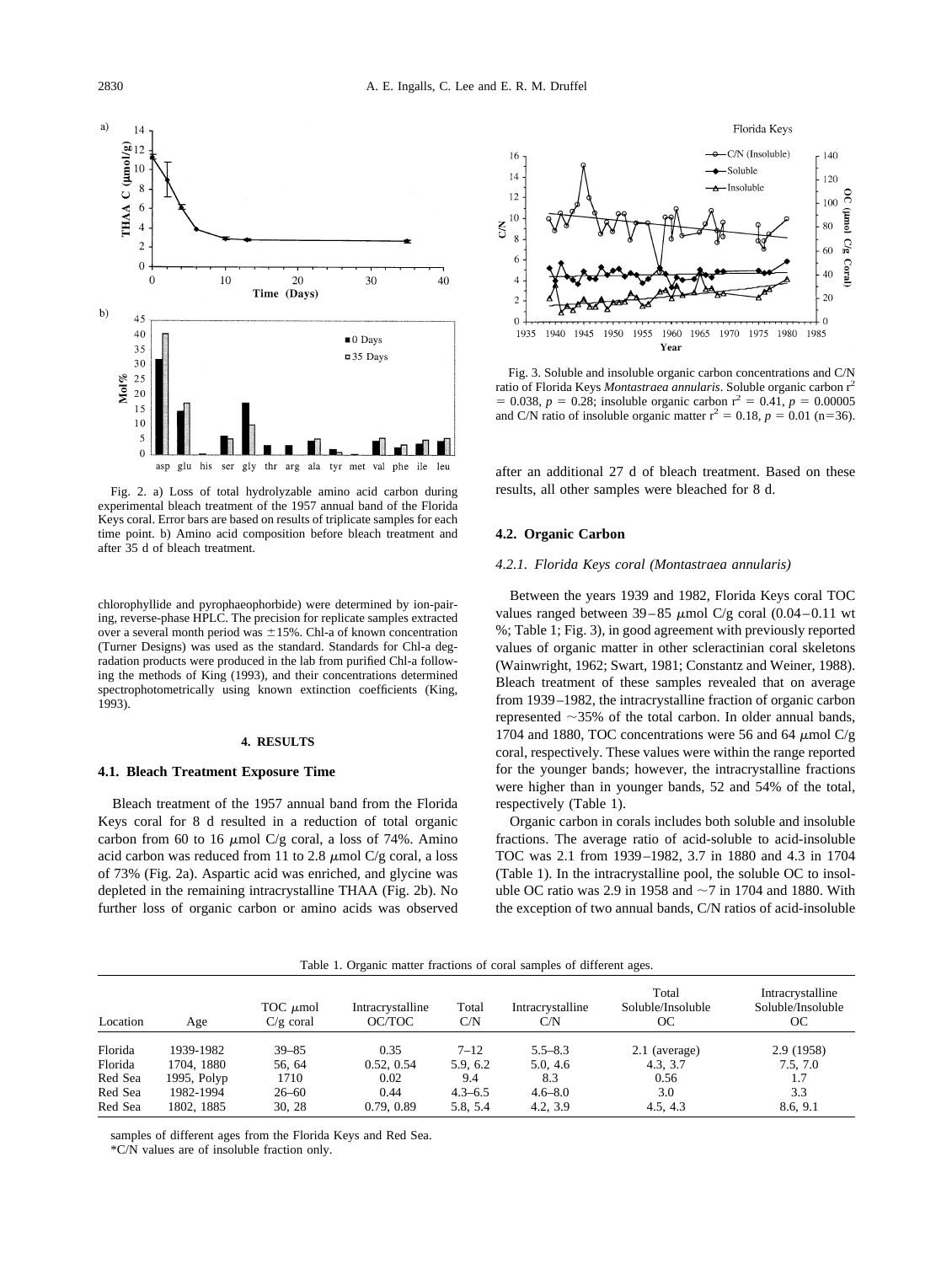Fig. 2. a) Loss of total hydrolyzable amino acid carbon during experimental bleach treatment of the 1957 annual band of the Florida Keys coral. Error bars are based on results of triplicate samples for each time point. b) Amino acid composition before bleach treatment and after 35 d of bleach treatment.

chlorophyllide and pyrophaeophorbide) were determined by ion-pairing, reverse-phase HPLC. The precision for replicate samples extracted over a several month period was ±15%. Chl-a of known concentration (Turner Designs) was used as the standard. Standards for Chl-a degradation products were produced in the lab from purified Chl-a following the methods of King (1993), and their concentrations determined spectrophotometrically using known extinction coefficients (King, 1993).

## 4. RESULTS

### 4.1. Bleach Treatment Exposure Time

Bleach treatment of the 1957 annual band from the Florida Keys coral for 8 d resulted in a reduction of total organic carbon from 60 to 16 μmol C/g coral, a loss of 74%. Amino acid carbon was reduced from 11 to 2.8 μmol C/g coral, a loss of 73% (Fig. 2a). Aspartic acid was enriched, and glycine was depleted in the remaining intracrystalline THAA (Fig. 2b). No further loss of organic carbon or amino acids was observed after an additional 27 d of bleach treatment. Based on these results, all other samples were bleached for 8 d.

Fig. 3. Soluble and insoluble organic carbon concentrations and C/N ratio of Florida Keys *Montastraea annularis*. Soluble organic carbon $r^2 = 0.038$, $p = 0.28$; insoluble organic carbon $r^2 = 0.41$, $p = 0.00005$ and C/N ratio of insoluble organic matter $r^2 = 0.18$, $p = 0.01$ (n=36).

### 4.2. Organic Carbon

#### 4.2.1. Florida Keys coral (Montastraea annularis)

Between the years 1939 and 1982, Florida Keys coral TOC values ranged between 39–85 μmol C/g coral (0.04–0.11 wt %; Table 1; Fig. 3), in good agreement with previously reported values of organic matter in other scleractinian coral skeletons (Wainwright, 1962; Swart, 1981; Constantz and Weiner, 1988). Bleach treatment of these samples revealed that on average from 1939–1982, the intracrystalline fraction of organic carbon represented ~35% of the total carbon. In older annual bands, 1704 and 1880, TOC concentrations were 56 and 64 μmol C/g coral, respectively. These values were within the range reported for the younger bands; however, the intracrystalline fractions were higher than in younger bands, 52 and 54% of the total, respectively (Table 1).

Organic carbon in corals includes both soluble and insoluble fractions. The average ratio of acid-soluble to acid-insoluble TOC was 2.1 from 1939–1982, 3.7 in 1880 and 4.3 in 1704 (Table 1). In the intracrystalline pool, the soluble OC to insoluble OC ratio was 2.9 in 1958 and ~7 in 1704 and 1880. With the exception of two annual bands, C/N ratios of acid-insoluble

Table 1. Organic matter fractions of coral samples of different ages.

| Location | Age | TOC μmol C/g coral | Intracrystalline OC/TOC | Total C/N | Intracrystalline C/N | Total Soluble/Insoluble OC | Intracrystalline Soluble/Insoluble OC |
|---|---|---|---|---|---|---|---|
| Florida | 1939-1982 | 39–85 | 0.35 | 7–12 | 5.5–8.3 | 2.1 (average) | 2.9 (1958) |
| Florida | 1704, 1880 | 56, 64 | 0.52, 0.54 | 5.9, 6.2 | 5.0, 4.6 | 4.3, 3.7 | 7.5, 7.0 |
| Red Sea | 1995, Polyp | 1710 | 0.02 | 9.4 | 8.3 | 0.56 | 1.7 |
| Red Sea | 1982-1994 | 26–60 | 0.44 | 4.3–6.5 | 4.6–8.0 | 3.0 | 3.3 |
| Red Sea | 1802, 1885 | 30, 28 | 0.79, 0.89 | 5.8, 5.4 | 4.2, 3.9 | 4.5, 4.3 | 8.6, 9.1 |

samples of different ages from the Florida Keys and Red Sea.

*C/N values are of insoluble fraction only.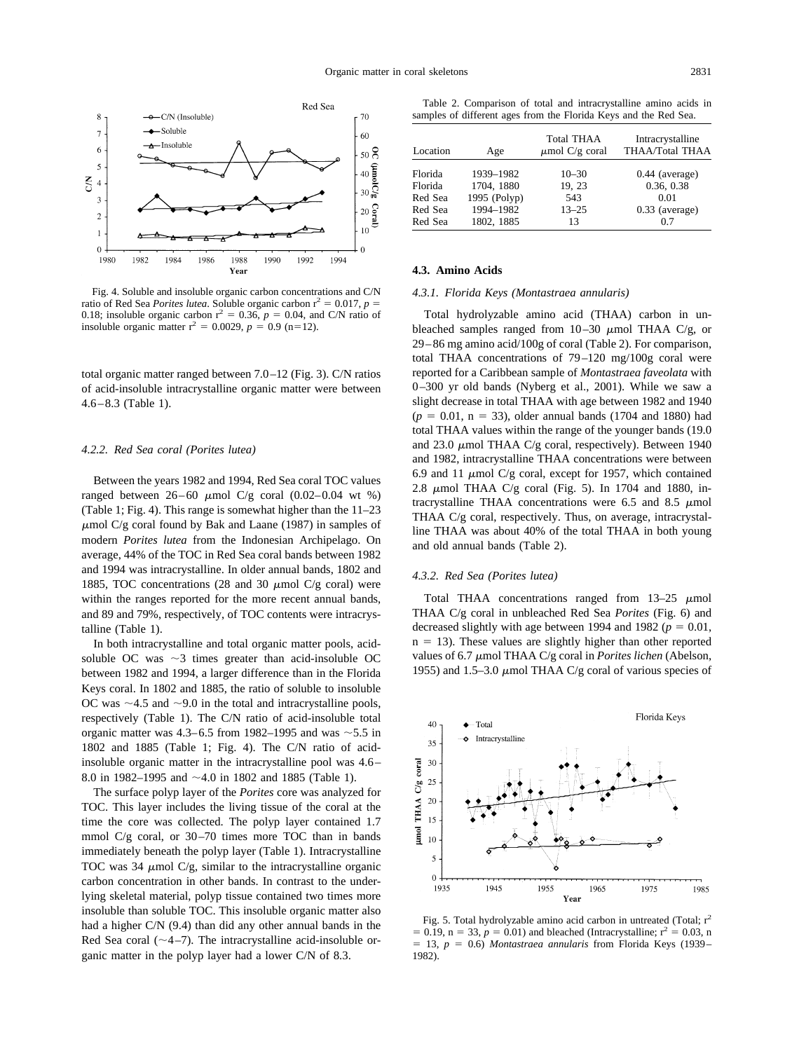Fig. 4. Soluble and insoluble organic carbon concentrations and C/N ratio of Red Sea *Porites lutea*. Soluble organic carbon $r^2 = 0.017$, $p = 0.18$; insoluble organic carbon $r^2 = 0.36$, $p = 0.04$, and C/N ratio of insoluble organic matter $r^2 = 0.0029$, $p = 0.9$ (n=12).

total organic matter ranged between 7.0–12 (Fig. 3). C/N ratios of acid-insoluble intracrystalline organic matter were between 4.6–8.3 (Table 1).

### 4.2.2. Red Sea coral (Porites lutea)

Between the years 1982 and 1994, Red Sea coral TOC values ranged between 26–60 μmol C/g coral (0.02–0.04 wt %) (Table 1; Fig. 4). This range is somewhat higher than the 11–23 μmol C/g coral found by Bak and Laane (1987) in samples of modern *Porites lutea* from the Indonesian Archipelago. On average, 44% of the TOC in Red Sea coral bands between 1982 and 1994 was intracrystalline. In older annual bands, 1802 and 1885, TOC concentrations (28 and 30 μmol C/g coral) were within the ranges reported for the more recent annual bands, and 89 and 79%, respectively, of TOC contents were intracrystalline (Table 1).

In both intracrystalline and total organic matter pools, acid-soluble OC was ~3 times greater than acid-insoluble OC between 1982 and 1994, a larger difference than in the Florida Keys coral. In 1802 and 1885, the ratio of soluble to insoluble OC was ~4.5 and ~9.0 in the total and intracrystalline pools, respectively (Table 1). The C/N ratio of acid-insoluble total organic matter was 4.3–6.5 from 1982–1995 and was ~5.5 in 1802 and 1885 (Table 1; Fig. 4). The C/N ratio of acid-insoluble organic matter in the intracrystalline pool was 4.6–8.0 in 1982–1995 and ~4.0 in 1802 and 1885 (Table 1).

The surface polyp layer of the *Porites* core was analyzed for TOC. This layer includes the living tissue of the coral at the time the core was collected. The polyp layer contained 1.7 mmol C/g coral, or 30–70 times more TOC than in bands immediately beneath the polyp layer (Table 1). Intracrystalline TOC was 34 μmol C/g, similar to the intracrystalline organic carbon concentration in other bands. In contrast to the underlying skeletal material, polyp tissue contained two times more insoluble than soluble TOC. This insoluble organic matter also had a higher C/N (9.4) than did any other annual bands in the Red Sea coral (~4–7). The intracrystalline acid-insoluble organic matter in the polyp layer had a lower C/N of 8.3.

Table 2. Comparison of total and intracrystalline amino acids in samples of different ages from the Florida Keys and the Red Sea.

| Location | Age | Total THAA μmol C/g coral | Intracrystalline THAA/Total THAA |
|---|---|---|---|
| Florida | 1939–1982 | 10–30 | 0.44 (average) |
| Florida | 1704, 1880 | 19, 23 | 0.36, 0.38 |
| Red Sea | 1995 (Polyp) | 543 | 0.01 |
| Red Sea | 1994–1982 | 13–25 | 0.33 (average) |
| Red Sea | 1802, 1885 | 13 | 0.7 |

### 4.3. Amino Acids

#### 4.3.1. Florida Keys (Montastraea annularis)

Total hydrolyzable amino acid (THAA) carbon in unbleached samples ranged from 10–30 μmol THAA C/g, or 29–86 mg amino acid/100g of coral (Table 2). For comparison, total THAA concentrations of 79–120 mg/100g coral were reported for a Caribbean sample of *Montastraea faveolata* with 0–300 yr old bands (Nyberg et al., 2001). While we saw a slight decrease in total THAA with age between 1982 and 1940 ($p = 0.01$, n = 33), older annual bands (1704 and 1880) had total THAA values within the range of the younger bands (19.0 and 23.0 μmol THAA C/g coral, respectively). Between 1940 and 1982, intracrystalline THAA concentrations were between 6.9 and 11 μmol C/g coral, except for 1957, which contained 2.8 μmol THAA C/g coral (Fig. 5). In 1704 and 1880, intracrystalline THAA concentrations were 6.5 and 8.5 μmol THAA C/g coral, respectively. Thus, on average, intracrystalline THAA was about 40% of the total THAA in both young and old annual bands (Table 2).

#### 4.3.2. Red Sea (Porites lutea)

Total THAA concentrations ranged from 13–25 μmol THAA C/g coral in unbleached Red Sea *Porites* (Fig. 6) and decreased slightly with age between 1994 and 1982 ($p = 0.01$, n = 13). These values are slightly higher than other reported values of 6.7 μmol THAA C/g coral in *Porites lichen* (Abelson, 1955) and 1.5–3.0 μmol THAA C/g coral of various species of

Fig. 5. Total hydrolyzable amino acid carbon in untreated (Total; $r^2 = 0.19$, n = 33, $p = 0.01$) and bleached (Intracrystalline; $r^2 = 0.03$, n = 13, $p = 0.6$) *Montastraea annularis* from Florida Keys (1939–1982).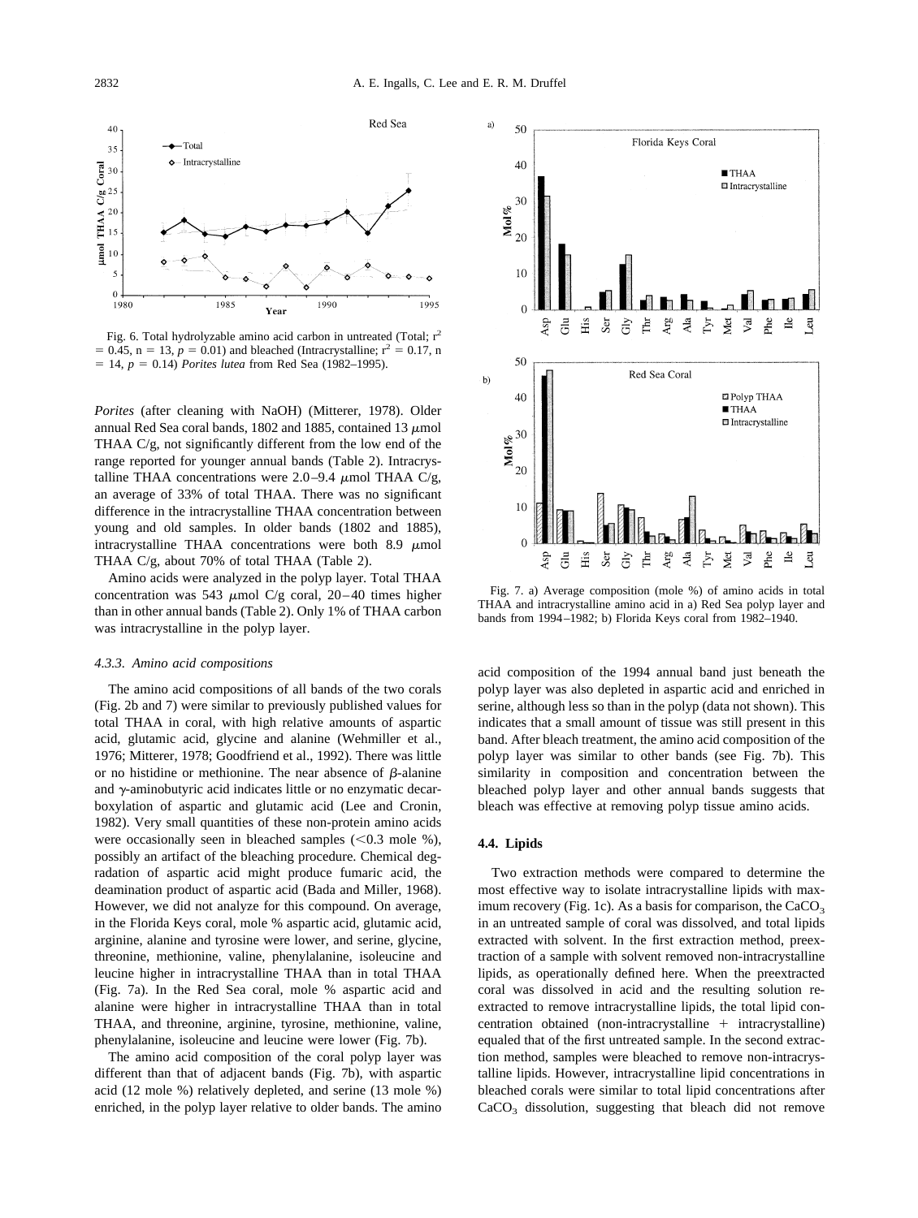Fig. 6. Total hydrolyzable amino acid carbon in untreated (Total; $r^2 = 0.45$, $n = 13$, $p = 0.01$) and bleached (Intracrystalline; $r^2 = 0.17$, $n = 14$, $p = 0.14$) *Porites lutea* from Red Sea (1982–1995).

*Porites* (after cleaning with NaOH) (Mitterer, 1978). Older annual Red Sea coral bands, 1802 and 1885, contained 13 $\mu$mol THAA C/g, not significantly different from the low end of the range reported for younger annual bands (Table 2). Intracrystalline THAA concentrations were 2.0–9.4 $\mu$mol THAA C/g, an average of 33% of total THAA. There was no significant difference in the intracrystalline THAA concentration between young and old samples. In older bands (1802 and 1885), intracrystalline THAA concentrations were both 8.9 $\mu$mol THAA C/g, about 70% of total THAA (Table 2).

Amino acids were analyzed in the polyp layer. Total THAA concentration was 543 $\mu$mol C/g coral, 20–40 times higher than in other annual bands (Table 2). Only 1% of THAA carbon was intracrystalline in the polyp layer.

#### 4.3.3. Amino acid compositions

The amino acid compositions of all bands of the two corals (Fig. 2b and 7) were similar to previously published values for total THAA in coral, with high relative amounts of aspartic acid, glutamic acid, glycine and alanine (Wehmiller et al., 1976; Mitterer, 1978; Goodfriend et al., 1992). There was little or no histidine or methionine. The near absence of $\beta$-alanine and $\gamma$-aminobutyric acid indicates little or no enzymatic decarboxylation of aspartic and glutamic acid (Lee and Cronin, 1982). Very small quantities of these non-protein amino acids were occasionally seen in bleached samples (<0.3 mole %), possibly an artifact of the bleaching procedure. Chemical degradation of aspartic acid might produce fumaric acid, the deamination product of aspartic acid (Bada and Miller, 1968). However, we did not analyze for this compound. On average, in the Florida Keys coral, mole % aspartic acid, glutamic acid, arginine, alanine and tyrosine were lower, and serine, glycine, threonine, methionine, valine, phenylalanine, isoleucine and leucine higher in intracrystalline THAA than in total THAA (Fig. 7a). In the Red Sea coral, mole % aspartic acid and alanine were higher in intracrystalline THAA than in total THAA, and threonine, arginine, tyrosine, methionine, valine, phenylalanine, isoleucine and leucine were lower (Fig. 7b).

The amino acid composition of the coral polyp layer was different than that of adjacent bands (Fig. 7b), with aspartic acid (12 mole %) relatively depleted, and serine (13 mole %) enriched, in the polyp layer relative to older bands. The amino acid composition of the 1994 annual band just beneath the polyp layer was also depleted in aspartic acid and enriched in serine, although less so than in the polyp (data not shown). This indicates that a small amount of tissue was still present in this band. After bleach treatment, the amino acid composition of the polyp layer was similar to other bands (see Fig. 7b). This similarity in composition and concentration between the bleached polyp layer and other annual bands suggests that bleach was effective at removing polyp tissue amino acids.

Fig. 7. a) Average composition (mole %) of amino acids in total THAA and intracrystalline amino acid in a) Red Sea polyp layer and bands from 1994–1982; b) Florida Keys coral from 1982–1940.

### 4.4. Lipids

Two extraction methods were compared to determine the most effective way to isolate intracrystalline lipids with maximum recovery (Fig. 1c). As a basis for comparison, the $CaCO_3$ in an untreated sample of coral was dissolved, and total lipids extracted with solvent. In the first extraction method, preextraction of a sample with solvent removed non-intracrystalline lipids, as operationally defined here. When the preextracted coral was dissolved in acid and the resulting solution reextracted to remove intracrystalline lipids, the total lipid concentration obtained (non-intracrystalline + intracrystalline) equaled that of the first untreated sample. In the second extraction method, samples were bleached to remove non-intracrystalline lipids. However, intracrystalline lipid concentrations in bleached corals were similar to total lipid concentrations after $CaCO_3$ dissolution, suggesting that bleach did not remove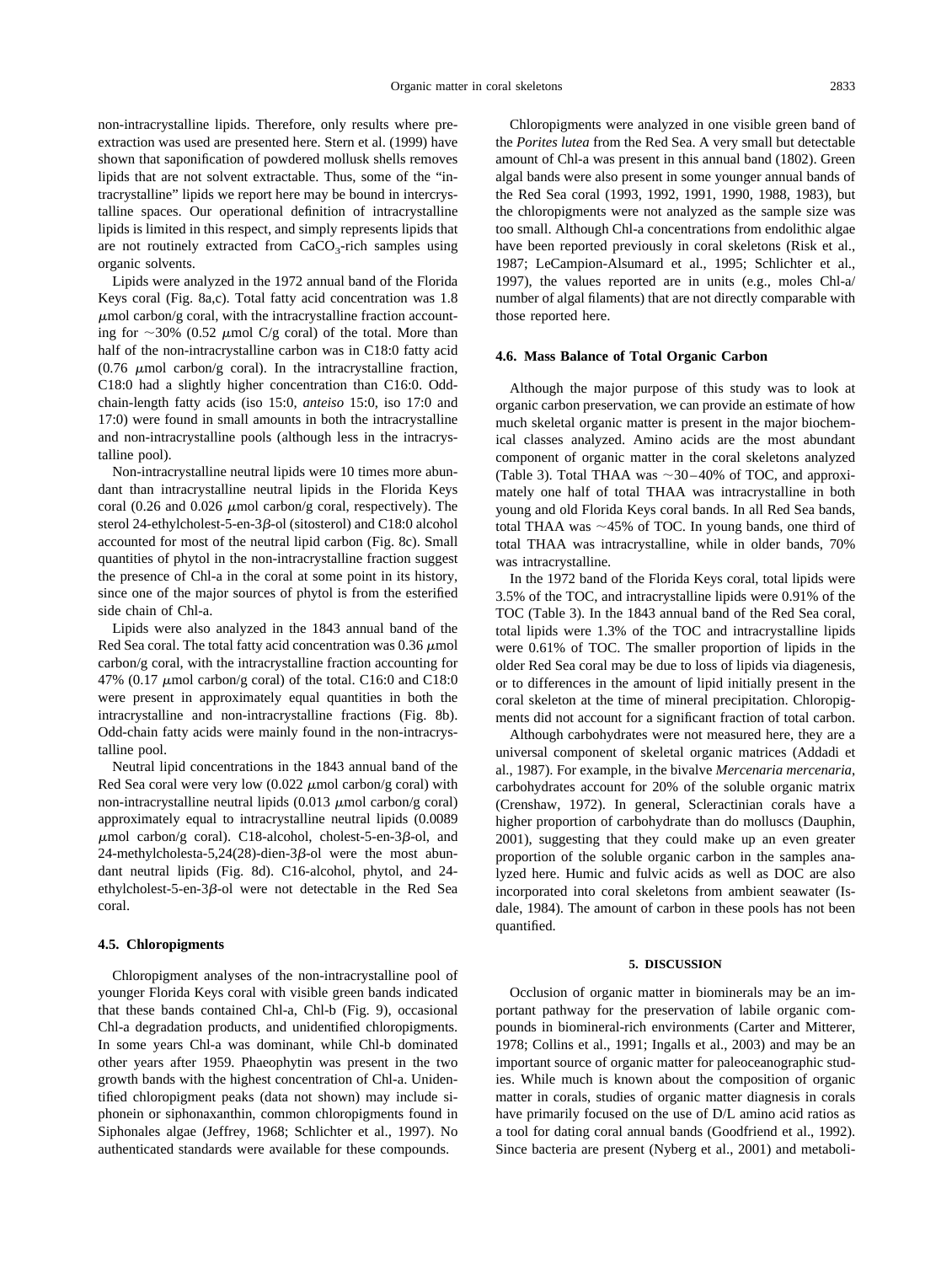non-intracrystalline lipids. Therefore, only results where pre-extraction was used are presented here. Stern et al. (1999) have shown that saponification of powdered mollusk shells removes lipids that are not solvent extractable. Thus, some of the "intracrystalline" lipids we report here may be bound in intercrystalline spaces. Our operational definition of intracrystalline lipids is limited in this respect, and simply represents lipids that are not routinely extracted from $CaCO_3$-rich samples using organic solvents.

Lipids were analyzed in the 1972 annual band of the Florida Keys coral (Fig. 8a,c). Total fatty acid concentration was 1.8 $\mu$mol carbon/g coral, with the intracrystalline fraction accounting for ~30% (0.52 $\mu$mol C/g coral) of the total. More than half of the non-intracrystalline carbon was in C18:0 fatty acid (0.76 $\mu$mol carbon/g coral). In the intracrystalline fraction, C18:0 had a slightly higher concentration than C16:0. Odd-chain-length fatty acids (iso 15:0, *anteiso* 15:0, iso 17:0 and 17:0) were found in small amounts in both the intracrystalline and non-intracrystalline pools (although less in the intracrystalline pool).

Non-intracrystalline neutral lipids were 10 times more abundant than intracrystalline neutral lipids in the Florida Keys coral (0.26 and 0.026 $\mu$mol carbon/g coral, respectively). The sterol 24-ethylcholest-5-en-3$\beta$-ol (sitosterol) and C18:0 alcohol accounted for most of the neutral lipid carbon (Fig. 8c). Small quantities of phytol in the non-intracrystalline fraction suggest the presence of Chl-a in the coral at some point in its history, since one of the major sources of phytol is from the esterified side chain of Chl-a.

Lipids were also analyzed in the 1843 annual band of the Red Sea coral. The total fatty acid concentration was 0.36 $\mu$mol carbon/g coral, with the intracrystalline fraction accounting for 47% (0.17 $\mu$mol carbon/g coral) of the total. C16:0 and C18:0 were present in approximately equal quantities in both the intracrystalline and non-intracrystalline fractions (Fig. 8b). Odd-chain fatty acids were mainly found in the non-intracrystalline pool.

Neutral lipid concentrations in the 1843 annual band of the Red Sea coral were very low (0.022 $\mu$mol carbon/g coral) with non-intracrystalline neutral lipids (0.013 $\mu$mol carbon/g coral) approximately equal to intracrystalline neutral lipids (0.0089 $\mu$mol carbon/g coral). C18-alcohol, cholest-5-en-3$\beta$-ol, and 24-methylcholesta-5,24(28)-dien-3$\beta$-ol were the most abundant neutral lipids (Fig. 8d). C16-alcohol, phytol, and 24-ethylcholest-5-en-3$\beta$-ol were not detectable in the Red Sea coral.

### 4.5. Chloropigments

Chloropigment analyses of the non-intracrystalline pool of younger Florida Keys coral with visible green bands indicated that these bands contained Chl-a, Chl-b (Fig. 9), occasional Chl-a degradation products, and unidentified chloropigments. In some years Chl-a was dominant, while Chl-b dominated other years after 1959. Phaeophytin was present in the two growth bands with the highest concentration of Chl-a. Unidentified chloropigment peaks (data not shown) may include siphonein or siphonaxanthin, common chloropigments found in Siphonales algae (Jeffrey, 1968; Schlichter et al., 1997). No authenticated standards were available for these compounds.

Chloropigments were analyzed in one visible green band of the *Porites lutea* from the Red Sea. A very small but detectable amount of Chl-a was present in this annual band (1802). Green algal bands were also present in some younger annual bands of the Red Sea coral (1993, 1992, 1991, 1990, 1988, 1983), but the chloropigments were not analyzed as the sample size was too small. Although Chl-a concentrations from endolithic algae have been reported previously in coral skeletons (Risk et al., 1987; LeCampion-Alsumard et al., 1995; Schlichter et al., 1997), the values reported are in units (e.g., moles Chl-a/ number of algal filaments) that are not directly comparable with those reported here.

### 4.6. Mass Balance of Total Organic Carbon

Although the major purpose of this study was to look at organic carbon preservation, we can provide an estimate of how much skeletal organic matter is present in the major biochemical classes analyzed. Amino acids are the most abundant component of organic matter in the coral skeletons analyzed (Table 3). Total THAA was ~30–40% of TOC, and approximately one half of total THAA was intracrystalline in both young and old Florida Keys coral bands. In all Red Sea bands, total THAA was ~45% of TOC. In young bands, one third of total THAA was intracrystalline, while in older bands, 70% was intracrystalline.

In the 1972 band of the Florida Keys coral, total lipids were 3.5% of the TOC, and intracrystalline lipids were 0.91% of the TOC (Table 3). In the 1843 annual band of the Red Sea coral, total lipids were 1.3% of the TOC and intracrystalline lipids were 0.61% of TOC. The smaller proportion of lipids in the older Red Sea coral may be due to loss of lipids via diagenesis, or to differences in the amount of lipid initially present in the coral skeleton at the time of mineral precipitation. Chloropigments did not account for a significant fraction of total carbon.

Although carbohydrates were not measured here, they are a universal component of skeletal organic matrices (Addadi et al., 1987). For example, in the bivalve *Mercenaria mercenaria*, carbohydrates account for 20% of the soluble organic matrix (Crenshaw, 1972). In general, Scleractinian corals have a higher proportion of carbohydrate than do molluscs (Dauphin, 2001), suggesting that they could make up an even greater proportion of the soluble organic carbon in the samples analyzed here. Humic and fulvic acids as well as DOC are also incorporated into coral skeletons from ambient seawater (Isdale, 1984). The amount of carbon in these pools has not been quantified.

## 5. DISCUSSION

Occlusion of organic matter in biominerals may be an important pathway for the preservation of labile organic compounds in biomineral-rich environments (Carter and Mitterer, 1978; Collins et al., 1991; Ingalls et al., 2003) and may be an important source of organic matter for paleoceanographic studies. While much is known about the composition of organic matter in corals, studies of organic matter diagnesis in corals have primarily focused on the use of D/L amino acid ratios as a tool for dating coral annual bands (Goodfriend et al., 1992). Since bacteria are present (Nyberg et al., 2001) and metaboli-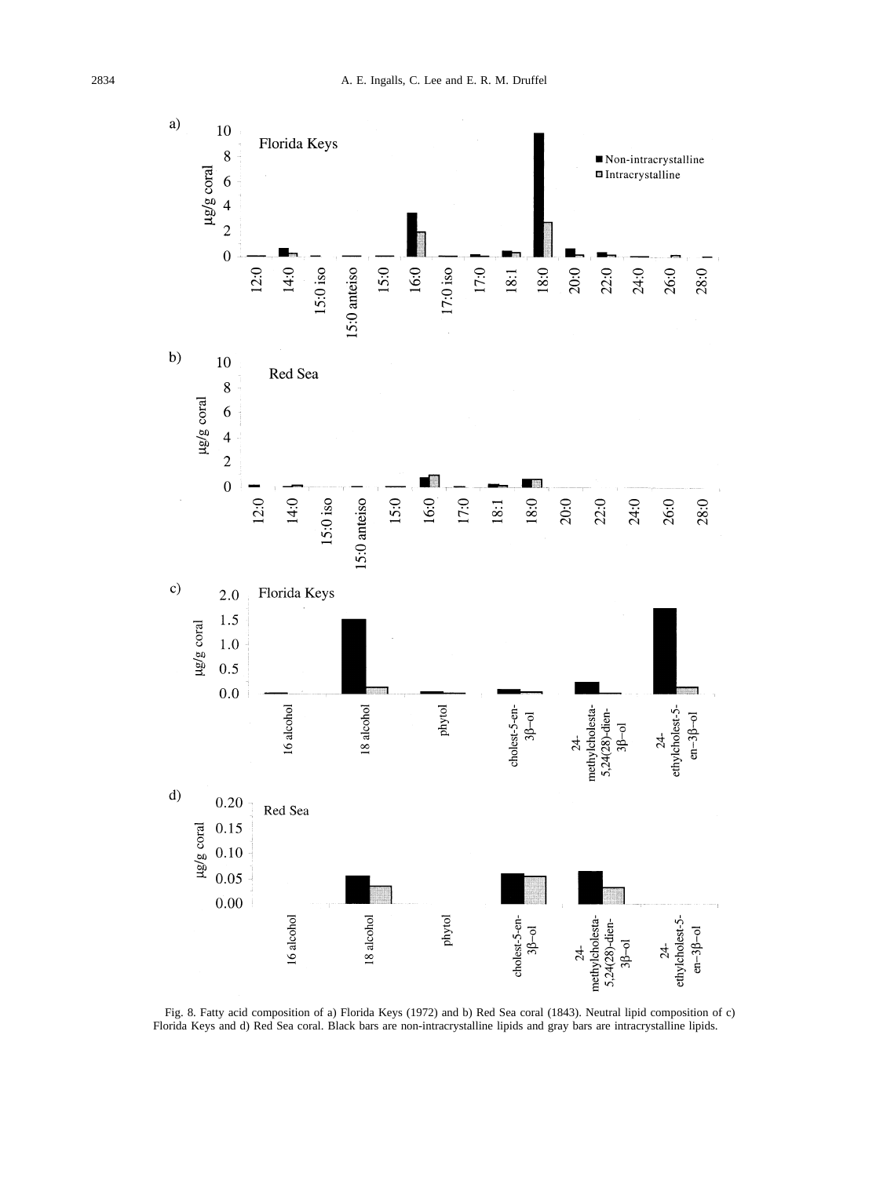Fig. 8. Fatty acid composition of a) Florida Keys (1972) and b) Red Sea coral (1843). Neutral lipid composition of c) Florida Keys and d) Red Sea coral. Black bars are non-intracrystalline lipids and gray bars are intracrystalline lipids.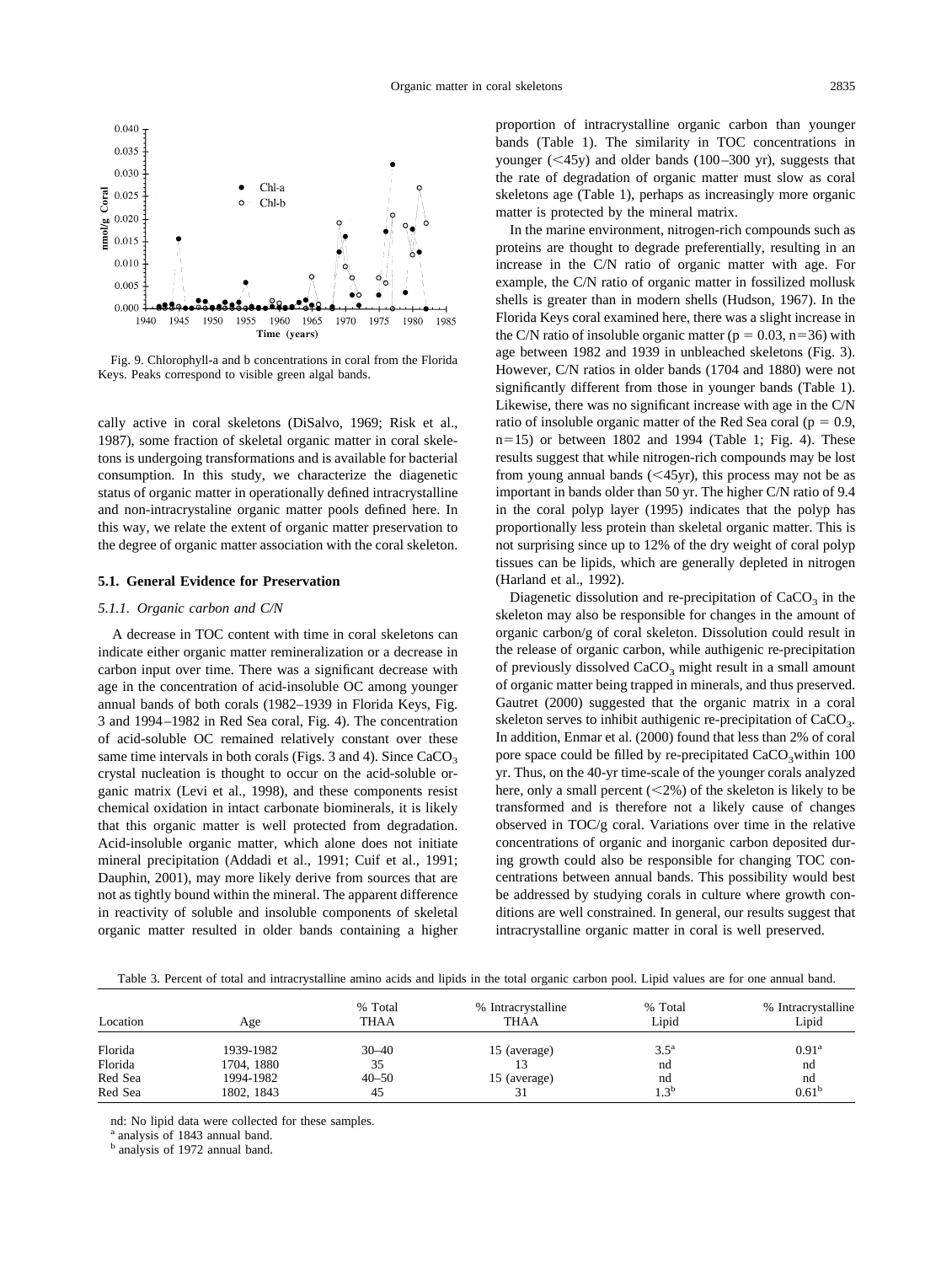Fig. 9. Chlorophyll-a and b concentrations in coral from the Florida Keys. Peaks correspond to visible green algal bands.

cally active in coral skeletons (DiSalvo, 1969; Risk et al., 1987), some fraction of skeletal organic matter in coral skeletons is undergoing transformations and is available for bacterial consumption. In this study, we characterize the diagenetic status of organic matter in operationally defined intracrystalline and non-intracrystaline organic matter pools defined here. In this way, we relate the extent of organic matter preservation to the degree of organic matter association with the coral skeleton.

### 5.1. General Evidence for Preservation

#### *5.1.1. Organic carbon and C/N*

A decrease in TOC content with time in coral skeletons can indicate either organic matter remineralization or a decrease in carbon input over time. There was a significant decrease with age in the concentration of acid-insoluble OC among younger annual bands of both corals (1982–1939 in Florida Keys, Fig. 3 and 1994–1982 in Red Sea coral, Fig. 4). The concentration of acid-soluble OC remained relatively constant over these same time intervals in both corals (Figs. 3 and 4). Since $CaCO_3$ crystal nucleation is thought to occur on the acid-soluble organic matrix (Levi et al., 1998), and these components resist chemical oxidation in intact carbonate biominerals, it is likely that this organic matter is well protected from degradation. Acid-insoluble organic matter, which alone does not initiate mineral precipitation (Addadi et al., 1991; Cuif et al., 1991; Dauphin, 2001), may more likely derive from sources that are not as tightly bound within the mineral. The apparent difference in reactivity of soluble and insoluble components of skeletal organic matter resulted in older bands containing a higher proportion of intracrystalline organic carbon than younger bands (Table 1). The similarity in TOC concentrations in younger (<45y) and older bands (100–300 yr), suggests that the rate of degradation of organic matter must slow as coral skeletons age (Table 1), perhaps as increasingly more organic matter is protected by the mineral matrix.

In the marine environment, nitrogen-rich compounds such as proteins are thought to degrade preferentially, resulting in an increase in the C/N ratio of organic matter with age. For example, the C/N ratio of organic matter in fossilized mollusk shells is greater than in modern shells (Hudson, 1967). In the Florida Keys coral examined here, there was a slight increase in the C/N ratio of insoluble organic matter ($p = 0.03$, $n=36$) with age between 1982 and 1939 in unbleached skeletons (Fig. 3). However, C/N ratios in older bands (1704 and 1880) were not significantly different from those in younger bands (Table 1). Likewise, there was no significant increase with age in the C/N ratio of insoluble organic matter of the Red Sea coral ($p = 0.9$, $n=15$) or between 1802 and 1994 (Table 1; Fig. 4). These results suggest that while nitrogen-rich compounds may be lost from young annual bands (<45yr), this process may not be as important in bands older than 50 yr. The higher C/N ratio of 9.4 in the coral polyp layer (1995) indicates that the polyp has proportionally less protein than skeletal organic matter. This is not surprising since up to 12% of the dry weight of coral polyp tissues can be lipids, which are generally depleted in nitrogen (Harland et al., 1992).

Diagenetic dissolution and re-precipitation of $CaCO_3$ in the skeleton may also be responsible for changes in the amount of organic carbon/g of coral skeleton. Dissolution could result in the release of organic carbon, while authigenic re-precipitation of previously dissolved $CaCO_3$ might result in a small amount of organic matter being trapped in minerals, and thus preserved. Gautret (2000) suggested that the organic matrix in a coral skeleton serves to inhibit authigenic re-precipitation of $CaCO_3$. In addition, Enmar et al. (2000) found that less than 2% of coral pore space could be filled by re-precipitated $CaCO_3$within 100 yr. Thus, on the 40-yr time-scale of the younger corals analyzed here, only a small percent (<2%) of the skeleton is likely to be transformed and is therefore not a likely cause of changes observed in TOC/g coral. Variations over time in the relative concentrations of organic and inorganic carbon deposited during growth could also be responsible for changing TOC concentrations between annual bands. This possibility would best be addressed by studying corals in culture where growth conditions are well constrained. In general, our results suggest that intracrystalline organic matter in coral is well preserved.

Table 3. Percent of total and intracrystalline amino acids and lipids in the total organic carbon pool. Lipid values are for one annual band.

| Location | Age | % Total THAA | % Intracrystalline THAA | % Total Lipid | % Intracrystalline Lipid |
|---|---|---|---|---|---|
| Florida | 1939-1982 | 30–40 | 15 (average) | 3.5[a] | 0.91[a] |
| Florida | 1704, 1880 | 35 | 13 | nd | nd |
| Red Sea | 1994-1982 | 40–50 | 15 (average) | nd | nd |
| Red Sea | 1802, 1843 | 45 | 31 | 1.3[b] | 0.61[b] |

nd: No lipid data were collected for these samples.
[a] analysis of 1843 annual band.
[b] analysis of 1972 annual band.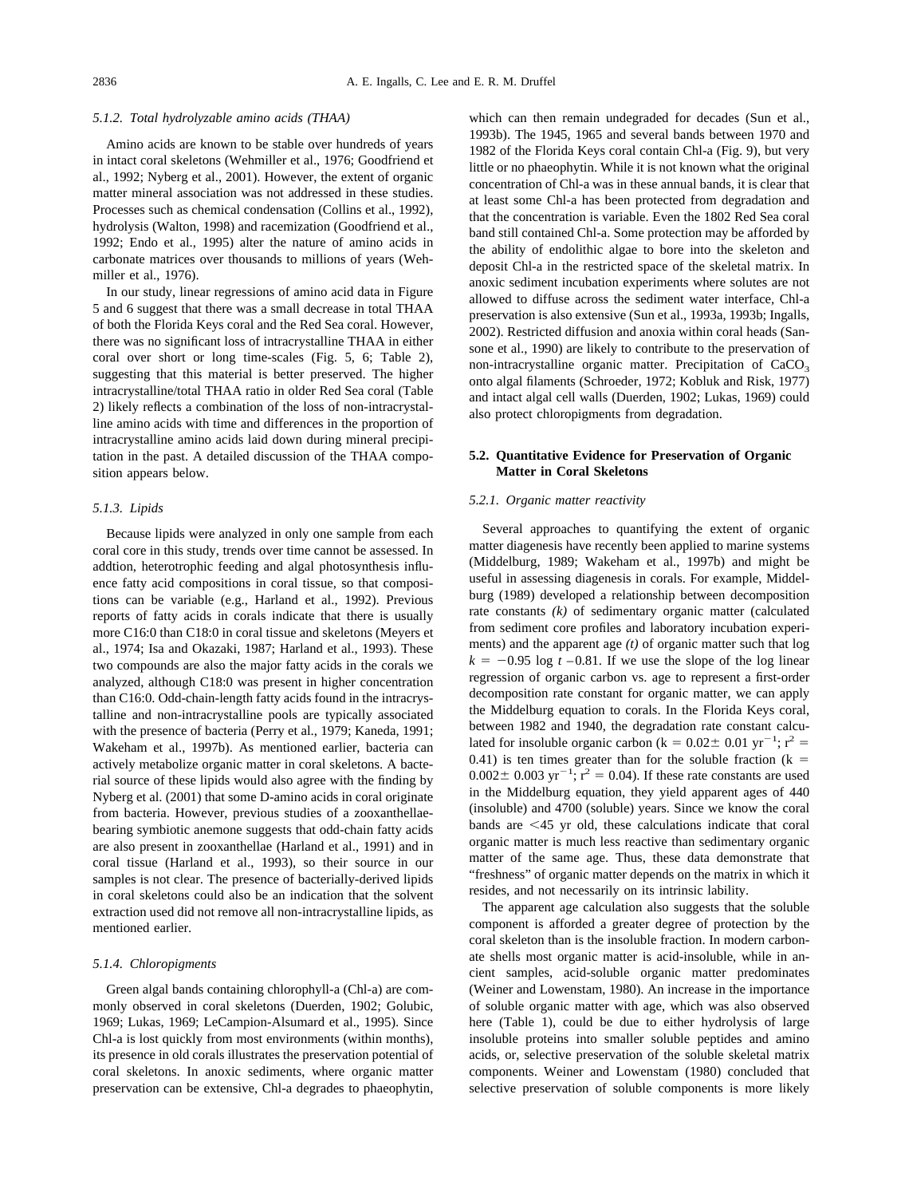#### 5.1.2. Total hydrolyzable amino acids (THAA)

Amino acids are known to be stable over hundreds of years in intact coral skeletons (Wehmiller et al., 1976; Goodfriend et al., 1992; Nyberg et al., 2001). However, the extent of organic matter mineral association was not addressed in these studies. Processes such as chemical condensation (Collins et al., 1992), hydrolysis (Walton, 1998) and racemization (Goodfriend et al., 1992; Endo et al., 1995) alter the nature of amino acids in carbonate matrices over thousands to millions of years (Wehmiller et al., 1976).

In our study, linear regressions of amino acid data in Figure 5 and 6 suggest that there was a small decrease in total THAA of both the Florida Keys coral and the Red Sea coral. However, there was no significant loss of intracrystalline THAA in either coral over short or long time-scales (Fig. 5, 6; Table 2), suggesting that this material is better preserved. The higher intracrystalline/total THAA ratio in older Red Sea coral (Table 2) likely reflects a combination of the loss of non-intracrystalline amino acids with time and differences in the proportion of intracrystalline amino acids laid down during mineral precipitation in the past. A detailed discussion of the THAA composition appears below.

#### 5.1.3. Lipids

Because lipids were analyzed in only one sample from each coral core in this study, trends over time cannot be assessed. In addtion, heterotrophic feeding and algal photosynthesis influence fatty acid compositions in coral tissue, so that compositions can be variable (e.g., Harland et al., 1992). Previous reports of fatty acids in corals indicate that there is usually more C16:0 than C18:0 in coral tissue and skeletons (Meyers et al., 1974; Isa and Okazaki, 1987; Harland et al., 1993). These two compounds are also the major fatty acids in the corals we analyzed, although C18:0 was present in higher concentration than C16:0. Odd-chain-length fatty acids found in the intracrystalline and non-intracrystalline pools are typically associated with the presence of bacteria (Perry et al., 1979; Kaneda, 1991; Wakeham et al., 1997b). As mentioned earlier, bacteria can actively metabolize organic matter in coral skeletons. A bacterial source of these lipids would also agree with the finding by Nyberg et al. (2001) that some D-amino acids in coral originate from bacteria. However, previous studies of a zooxanthellae-bearing symbiotic anemone suggests that odd-chain fatty acids are also present in zooxanthellae (Harland et al., 1991) and in coral tissue (Harland et al., 1993), so their source in our samples is not clear. The presence of bacterially-derived lipids in coral skeletons could also be an indication that the solvent extraction used did not remove all non-intracrystalline lipids, as mentioned earlier.

#### 5.1.4. Chloropigments

Green algal bands containing chlorophyll-a (Chl-a) are commonly observed in coral skeletons (Duerden, 1902; Golubic, 1969; Lukas, 1969; LeCampion-Alsumard et al., 1995). Since Chl-a is lost quickly from most environments (within months), its presence in old corals illustrates the preservation potential of coral skeletons. In anoxic sediments, where organic matter preservation can be extensive, Chl-a degrades to phaeophytin, which can then remain undegraded for decades (Sun et al., 1993b). The 1945, 1965 and several bands between 1970 and 1982 of the Florida Keys coral contain Chl-a (Fig. 9), but very little or no phaeophytin. While it is not known what the original concentration of Chl-a was in these annual bands, it is clear that at least some Chl-a has been protected from degradation and that the concentration is variable. Even the 1802 Red Sea coral band still contained Chl-a. Some protection may be afforded by the ability of endolithic algae to bore into the skeleton and deposit Chl-a in the restricted space of the skeletal matrix. In anoxic sediment incubation experiments where solutes are not allowed to diffuse across the sediment water interface, Chl-a preservation is also extensive (Sun et al., 1993a, 1993b; Ingalls, 2002). Restricted diffusion and anoxia within coral heads (Sansone et al., 1990) are likely to contribute to the preservation of non-intracrystalline organic matter. Precipitation of $CaCO_3$ onto algal filaments (Schroeder, 1972; Kobluk and Risk, 1977) and intact algal cell walls (Duerden, 1902; Lukas, 1969) could also protect chloropigments from degradation.

### 5.2. Quantitative Evidence for Preservation of Organic Matter in Coral Skeletons

#### 5.2.1. Organic matter reactivity

Several approaches to quantifying the extent of organic matter diagenesis have recently been applied to marine systems (Middelburg, 1989; Wakeham et al., 1997b) and might be useful in assessing diagenesis in corals. For example, Middelburg (1989) developed a relationship between decomposition rate constants *(k)* of sedimentary organic matter (calculated from sediment core profiles and laboratory incubation experiments) and the apparent age *(t)* of organic matter such that $\log k = -0.95 \log t - 0.81$. If we use the slope of the log linear regression of organic carbon vs. age to represent a first-order decomposition rate constant for organic matter, we can apply the Middelburg equation to corals. In the Florida Keys coral, between 1982 and 1940, the degradation rate constant calculated for insoluble organic carbon ($k = 0.02 \pm 0.01\ yr^{-1}$; $r^2 = 0.41$) is ten times greater than for the soluble fraction ($k = 0.002 \pm 0.003\ yr^{-1}$; $r^2 = 0.04$). If these rate constants are used in the Middelburg equation, they yield apparent ages of 440 (insoluble) and 4700 (soluble) years. Since we know the coral bands are <45 yr old, these calculations indicate that coral organic matter is much less reactive than sedimentary organic matter of the same age. Thus, these data demonstrate that "freshness" of organic matter depends on the matrix in which it resides, and not necessarily on its intrinsic lability.

The apparent age calculation also suggests that the soluble component is afforded a greater degree of protection by the coral skeleton than is the insoluble fraction. In modern carbonate shells most organic matter is acid-insoluble, while in ancient samples, acid-soluble organic matter predominates (Weiner and Lowenstam, 1980). An increase in the importance of soluble organic matter with age, which was also observed here (Table 1), could be due to either hydrolysis of large insoluble proteins into smaller soluble peptides and amino acids, or, selective preservation of the soluble skeletal matrix components. Weiner and Lowenstam (1980) concluded that selective preservation of soluble components is more likely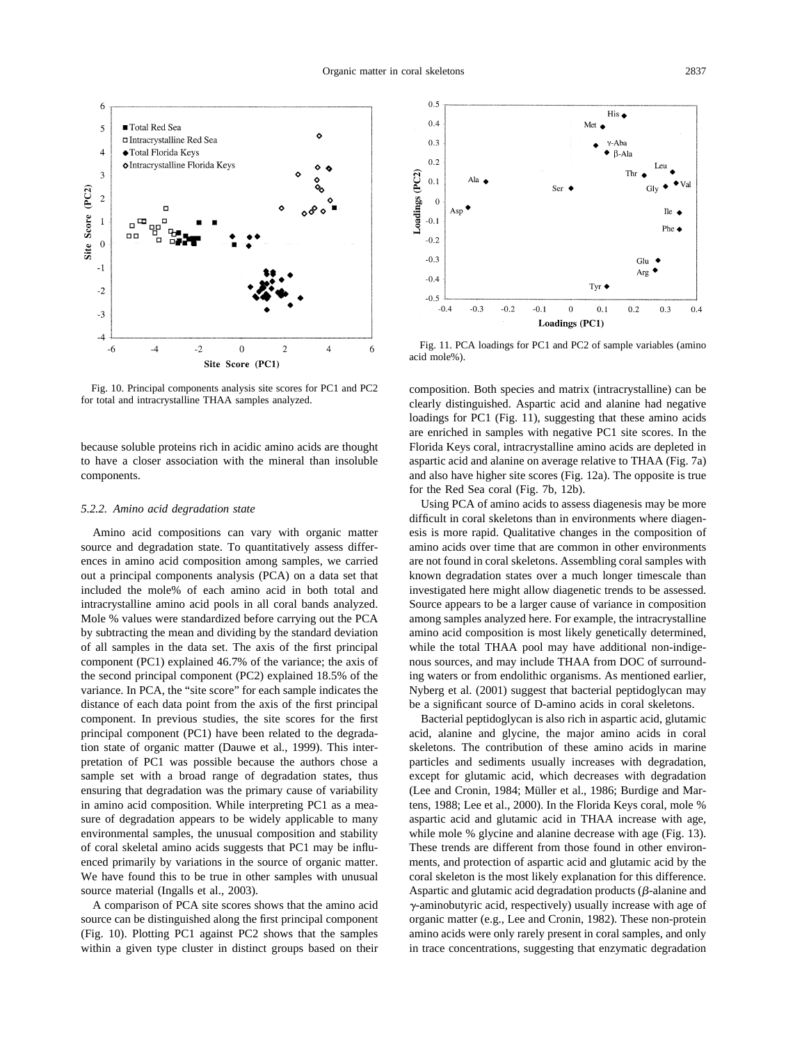Fig. 10. Principal components analysis site scores for PC1 and PC2 for total and intracrystalline THAA samples analyzed.

Fig. 11. PCA loadings for PC1 and PC2 of sample variables (amino acid mole%).

because soluble proteins rich in acidic amino acids are thought to have a closer association with the mineral than insoluble components.

### 5.2.2. Amino acid degradation state

Amino acid compositions can vary with organic matter source and degradation state. To quantitatively assess differences in amino acid composition among samples, we carried out a principal components analysis (PCA) on a data set that included the mole% of each amino acid in both total and intracrystalline amino acid pools in all coral bands analyzed. Mole % values were standardized before carrying out the PCA by subtracting the mean and dividing by the standard deviation of all samples in the data set. The axis of the first principal component (PC1) explained 46.7% of the variance; the axis of the second principal component (PC2) explained 18.5% of the variance. In PCA, the "site score" for each sample indicates the distance of each data point from the axis of the first principal component. In previous studies, the site scores for the first principal component (PC1) have been related to the degradation state of organic matter (Dauwe et al., 1999). This interpretation of PC1 was possible because the authors chose a sample set with a broad range of degradation states, thus ensuring that degradation was the primary cause of variability in amino acid composition. While interpreting PC1 as a measure of degradation appears to be widely applicable to many environmental samples, the unusual composition and stability of coral skeletal amino acids suggests that PC1 may be influenced primarily by variations in the source of organic matter. We have found this to be true in other samples with unusual source material (Ingalls et al., 2003).

A comparison of PCA site scores shows that the amino acid source can be distinguished along the first principal component (Fig. 10). Plotting PC1 against PC2 shows that the samples within a given type cluster in distinct groups based on their composition. Both species and matrix (intracrystalline) can be clearly distinguished. Aspartic acid and alanine had negative loadings for PC1 (Fig. 11), suggesting that these amino acids are enriched in samples with negative PC1 site scores. In the Florida Keys coral, intracrystalline amino acids are depleted in aspartic acid and alanine on average relative to THAA (Fig. 7a) and also have higher site scores (Fig. 12a). The opposite is true for the Red Sea coral (Fig. 7b, 12b).

Using PCA of amino acids to assess diagenesis may be more difficult in coral skeletons than in environments where diagenesis is more rapid. Qualitative changes in the composition of amino acids over time that are common in other environments are not found in coral skeletons. Assembling coral samples with known degradation states over a much longer timescale than investigated here might allow diagenetic trends to be assessed. Source appears to be a larger cause of variance in composition among samples analyzed here. For example, the intracrystalline amino acid composition is most likely genetically determined, while the total THAA pool may have additional non-indigenous sources, and may include THAA from DOC of surrounding waters or from endolithic organisms. As mentioned earlier, Nyberg et al. (2001) suggest that bacterial peptidoglycan may be a significant source of D-amino acids in coral skeletons.

Bacterial peptidoglycan is also rich in aspartic acid, glutamic acid, alanine and glycine, the major amino acids in coral skeletons. The contribution of these amino acids in marine particles and sediments usually increases with degradation, except for glutamic acid, which decreases with degradation (Lee and Cronin, 1984; Müller et al., 1986; Burdige and Martens, 1988; Lee et al., 2000). In the Florida Keys coral, mole % aspartic acid and glutamic acid in THAA increase with age, while mole % glycine and alanine decrease with age (Fig. 13). These trends are different from those found in other environments, and protection of aspartic acid and glutamic acid by the coral skeleton is the most likely explanation for this difference. Aspartic and glutamic acid degradation products ($\beta$-alanine and $\gamma$-aminobutyric acid, respectively) usually increase with age of organic matter (e.g., Lee and Cronin, 1982). These non-protein amino acids were only rarely present in coral samples, and only in trace concentrations, suggesting that enzymatic degradation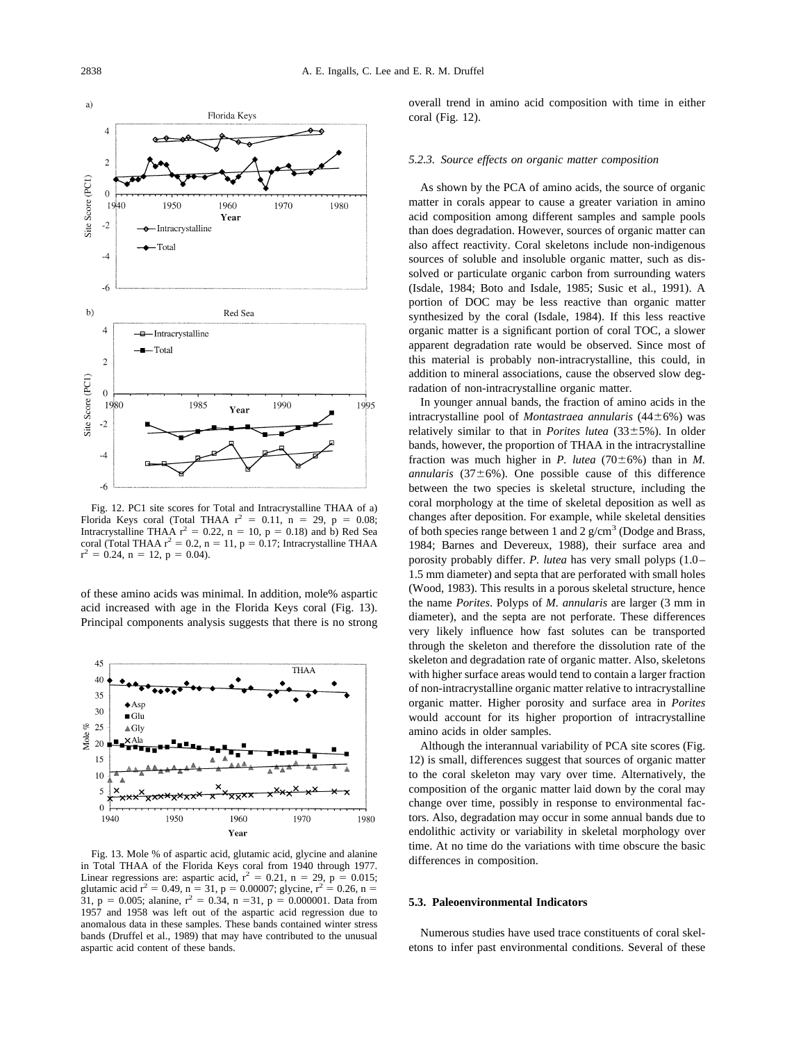Fig. 12. PC1 site scores for Total and Intracrystalline THAA of a) Florida Keys coral (Total THAA $r^2 = 0.11$, $n = 29$, $p = 0.08$; Intracrystalline THAA $r^2 = 0.22$, $n = 10$, $p = 0.18$) and b) Red Sea coral (Total THAA $r^2 = 0.2$, $n = 11$, $p = 0.17$; Intracrystalline THAA $r^2 = 0.24$, $n = 12$, $p = 0.04$).

of these amino acids was minimal. In addition, mole% aspartic acid increased with age in the Florida Keys coral (Fig. 13). Principal components analysis suggests that there is no strong overall trend in amino acid composition with time in either coral (Fig. 12).

Fig. 13. Mole % of aspartic acid, glutamic acid, glycine and alanine in Total THAA of the Florida Keys coral from 1940 through 1977. Linear regressions are: aspartic acid, $r^2 = 0.21$, $n = 29$, $p = 0.015$; glutamic acid $r^2 = 0.49$, $n = 31$, $p = 0.00007$; glycine, $r^2 = 0.26$, $n = 31$, $p = 0.005$; alanine, $r^2 = 0.34$, $n = 31$, $p = 0.000001$. Data from 1957 and 1958 was left out of the aspartic acid regression due to anomalous data in these samples. These bands contained winter stress bands (Druffel et al., 1989) that may have contributed to the unusual aspartic acid content of these bands.

### 5.2.3. Source effects on organic matter composition

As shown by the PCA of amino acids, the source of organic matter in corals appear to cause a greater variation in amino acid composition among different samples and sample pools than does degradation. However, sources of organic matter can also affect reactivity. Coral skeletons include non-indigenous sources of soluble and insoluble organic matter, such as dissolved or particulate organic carbon from surrounding waters (Isdale, 1984; Boto and Isdale, 1985; Susic et al., 1991). A portion of DOC may be less reactive than organic matter synthesized by the coral (Isdale, 1984). If this less reactive organic matter is a significant portion of coral TOC, a slower apparent degradation rate would be observed. Since most of this material is probably non-intracrystalline, this could, in addition to mineral associations, cause the observed slow degradation of non-intracrystalline organic matter.

In younger annual bands, the fraction of amino acids in the intracrystalline pool of *Montastraea annularis* (44±6%) was relatively similar to that in *Porites lutea* (33±5%). In older bands, however, the proportion of THAA in the intracrystalline fraction was much higher in *P. lutea* (70±6%) than in *M. annularis* (37±6%). One possible cause of this difference between the two species is skeletal structure, including the coral morphology at the time of skeletal deposition as well as changes after deposition. For example, while skeletal densities of both species range between 1 and 2 g/cm$^3$ (Dodge and Brass, 1984; Barnes and Devereux, 1988), their surface area and porosity probably differ. *P. lutea* has very small polyps (1.0–1.5 mm diameter) and septa that are perforated with small holes (Wood, 1983). This results in a porous skeletal structure, hence the name *Porites*. Polyps of *M. annularis* are larger (3 mm in diameter), and the septa are not perforate. These differences very likely influence how fast solutes can be transported through the skeleton and therefore the dissolution rate of the skeleton and degradation rate of organic matter. Also, skeletons with higher surface areas would tend to contain a larger fraction of non-intracrystalline organic matter relative to intracrystalline organic matter. Higher porosity and surface area in *Porites* would account for its higher proportion of intracrystalline amino acids in older samples.

Although the interannual variability of PCA site scores (Fig. 12) is small, differences suggest that sources of organic matter to the coral skeleton may vary over time. Alternatively, the composition of the organic matter laid down by the coral may change over time, possibly in response to environmental factors. Also, degradation may occur in some annual bands due to endolithic activity or variability in skeletal morphology over time. At no time do the variations with time obscure the basic differences in composition.

## 5.3. Paleoenvironmental Indicators

Numerous studies have used trace constituents of coral skeletons to infer past environmental conditions. Several of these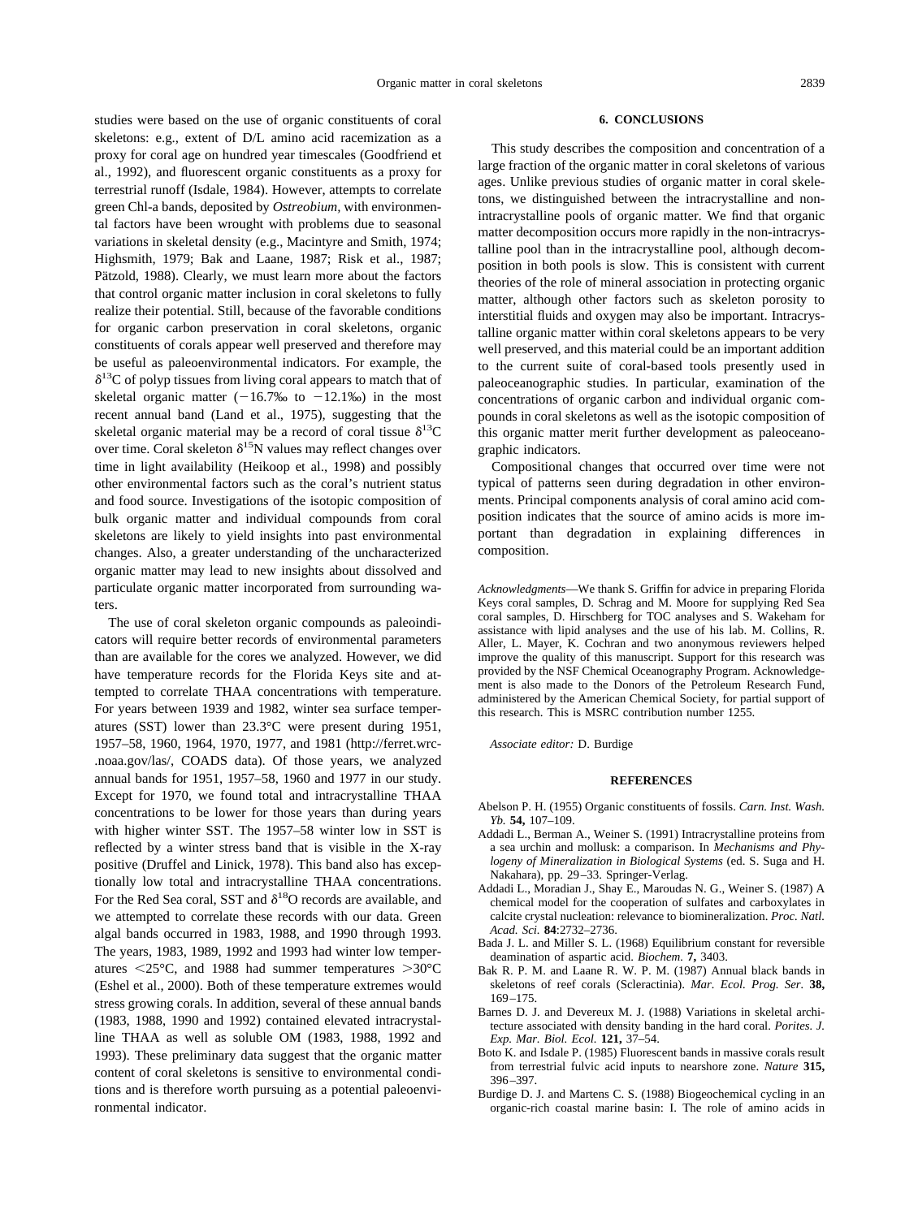studies were based on the use of organic constituents of coral skeletons: e.g., extent of D/L amino acid racemization as a proxy for coral age on hundred year timescales (Goodfriend et al., 1992), and fluorescent organic constituents as a proxy for terrestrial runoff (Isdale, 1984). However, attempts to correlate green Chl-a bands, deposited by *Ostreobium,* with environmental factors have been wrought with problems due to seasonal variations in skeletal density (e.g., Macintyre and Smith, 1974; Highsmith, 1979; Bak and Laane, 1987; Risk et al., 1987; Pätzold, 1988). Clearly, we must learn more about the factors that control organic matter inclusion in coral skeletons to fully realize their potential. Still, because of the favorable conditions for organic carbon preservation in coral skeletons, organic constituents of corals appear well preserved and therefore may be useful as paleoenvironmental indicators. For example, the $\delta^{13}C$ of polyp tissues from living coral appears to match that of skeletal organic matter (−16.7‰ to −12.1‰) in the most recent annual band (Land et al., 1975), suggesting that the skeletal organic material may be a record of coral tissue $\delta^{13}C$ over time. Coral skeleton $\delta^{15}N$ values may reflect changes over time in light availability (Heikoop et al., 1998) and possibly other environmental factors such as the coral's nutrient status and food source. Investigations of the isotopic composition of bulk organic matter and individual compounds from coral skeletons are likely to yield insights into past environmental changes. Also, a greater understanding of the uncharacterized organic matter may lead to new insights about dissolved and particulate organic matter incorporated from surrounding waters.

The use of coral skeleton organic compounds as paleoindicators will require better records of environmental parameters than are available for the cores we analyzed. However, we did have temperature records for the Florida Keys site and attempted to correlate THAA concentrations with temperature. For years between 1939 and 1982, winter sea surface temperatures (SST) lower than 23.3°C were present during 1951, 1957–58, 1960, 1964, 1970, 1977, and 1981 (http://ferret.wrc-.noaa.gov/las/, COADS data). Of those years, we analyzed annual bands for 1951, 1957–58, 1960 and 1977 in our study. Except for 1970, we found total and intracrystalline THAA concentrations to be lower for those years than during years with higher winter SST. The 1957–58 winter low in SST is reflected by a winter stress band that is visible in the X-ray positive (Druffel and Linick, 1978). This band also has exceptionally low total and intracrystalline THAA concentrations. For the Red Sea coral, SST and $\delta^{18}O$ records are available, and we attempted to correlate these records with our data. Green algal bands occurred in 1983, 1988, and 1990 through 1993. The years, 1983, 1989, 1992 and 1993 had winter low temperatures <25°C, and 1988 had summer temperatures >30°C (Eshel et al., 2000). Both of these temperature extremes would stress growing corals. In addition, several of these annual bands (1983, 1988, 1990 and 1992) contained elevated intracrystalline THAA as well as soluble OM (1983, 1988, 1992 and 1993). These preliminary data suggest that the organic matter content of coral skeletons is sensitive to environmental conditions and is therefore worth pursuing as a potential paleoenvironmental indicator.

## 6. CONCLUSIONS

This study describes the composition and concentration of a large fraction of the organic matter in coral skeletons of various ages. Unlike previous studies of organic matter in coral skeletons, we distinguished between the intracrystalline and nonintracrystalline pools of organic matter. We find that organic matter decomposition occurs more rapidly in the non-intracrystalline pool than in the intracrystalline pool, although decomposition in both pools is slow. This is consistent with current theories of the role of mineral association in protecting organic matter, although other factors such as skeleton porosity to interstitial fluids and oxygen may also be important. Intracrystalline organic matter within coral skeletons appears to be very well preserved, and this material could be an important addition to the current suite of coral-based tools presently used in paleoceanographic studies. In particular, examination of the concentrations of organic carbon and individual organic compounds in coral skeletons as well as the isotopic composition of this organic matter merit further development as paleoceanographic indicators.

Compositional changes that occurred over time were not typical of patterns seen during degradation in other environments. Principal components analysis of coral amino acid composition indicates that the source of amino acids is more important than degradation in explaining differences in composition.

*Acknowledgments*—We thank S. Griffin for advice in preparing Florida Keys coral samples, D. Schrag and M. Moore for supplying Red Sea coral samples, D. Hirschberg for TOC analyses and S. Wakeham for assistance with lipid analyses and the use of his lab. M. Collins, R. Aller, L. Mayer, K. Cochran and two anonymous reviewers helped improve the quality of this manuscript. Support for this research was provided by the NSF Chemical Oceanography Program. Acknowledgement is also made to the Donors of the Petroleum Research Fund, administered by the American Chemical Society, for partial support of this research. This is MSRC contribution number 1255.

*Associate editor:* D. Burdige

## REFERENCES

Abelson P. H. (1955) Organic constituents of fossils. *Carn. Inst. Wash. Yb.* **54,** 107–109.

Addadi L., Berman A., Weiner S. (1991) Intracrystalline proteins from a sea urchin and mollusk: a comparison. In *Mechanisms and Phylogeny of Mineralization in Biological Systems* (ed. S. Suga and H. Nakahara), pp. 29–33. Springer-Verlag.

Addadi L., Moradian J., Shay E., Maroudas N. G., Weiner S. (1987) A chemical model for the cooperation of sulfates and carboxylates in calcite crystal nucleation: relevance to biomineralization. *Proc. Natl. Acad. Sci.* **84**:2732–2736.

Bada J. L. and Miller S. L. (1968) Equilibrium constant for reversible deamination of aspartic acid. *Biochem.* **7,** 3403.

Bak R. P. M. and Laane R. W. P. M. (1987) Annual black bands in skeletons of reef corals (Scleractinia). *Mar. Ecol. Prog. Ser.* **38,** 169–175.

Barnes D. J. and Devereux M. J. (1988) Variations in skeletal architecture associated with density banding in the hard coral. *Porites. J. Exp. Mar. Biol. Ecol.* **121,** 37–54.

Boto K. and Isdale P. (1985) Fluorescent bands in massive corals result from terrestrial fulvic acid inputs to nearshore zone. *Nature* **315,** 396–397.

Burdige D. J. and Martens C. S. (1988) Biogeochemical cycling in an organic-rich coastal marine basin: I. The role of amino acids in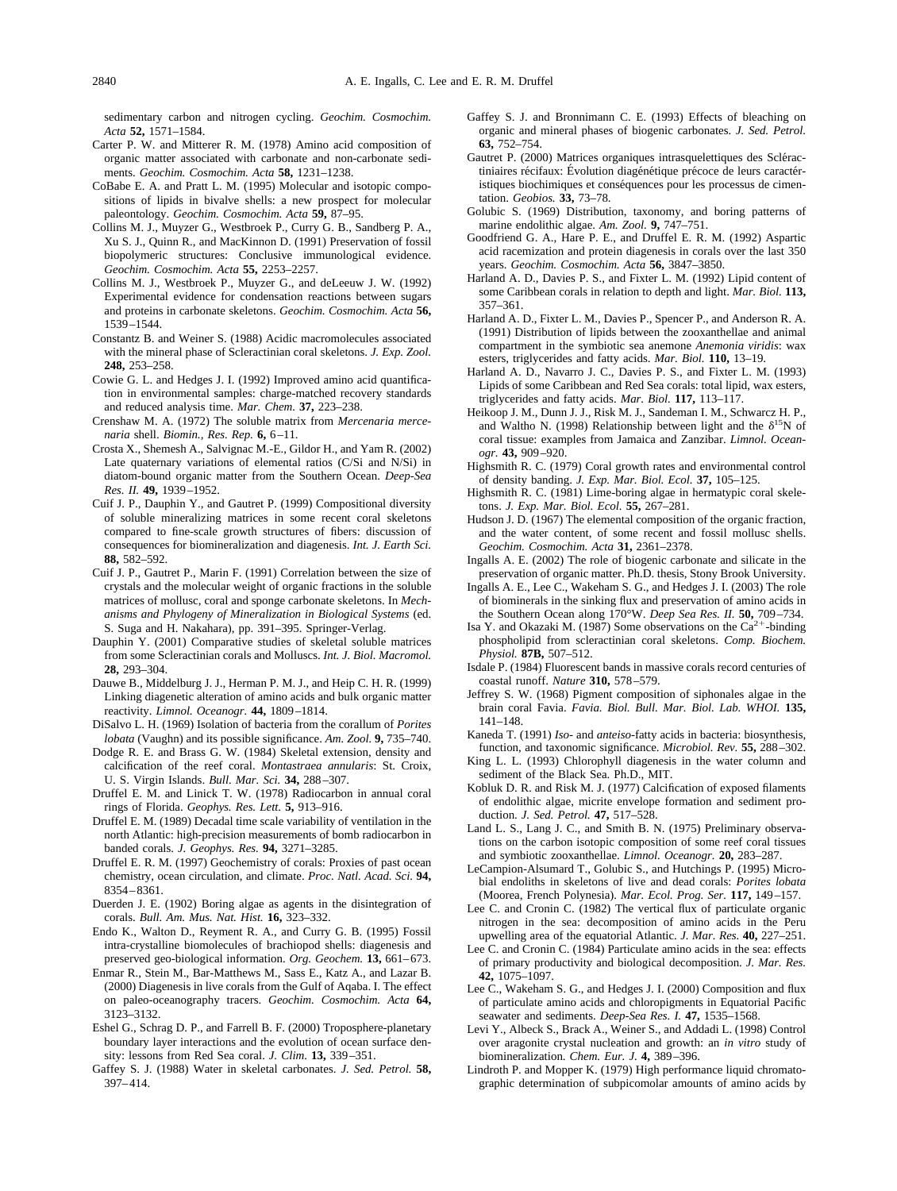sedimentary carbon and nitrogen cycling. *Geochim. Cosmochim. Acta* **52,** 1571–1584.

Carter P. W. and Mitterer R. M. (1978) Amino acid composition of organic matter associated with carbonate and non-carbonate sediments. *Geochim. Cosmochim. Acta* **58,** 1231–1238.

CoBabe E. A. and Pratt L. M. (1995) Molecular and isotopic compositions of lipids in bivalve shells: a new prospect for molecular paleontology. *Geochim. Cosmochim. Acta* **59,** 87–95.

Collins M. J., Muyzer G., Westbroek P., Curry G. B., Sandberg P. A., Xu S. J., Quinn R., and MacKinnon D. (1991) Preservation of fossil biopolymeric structures: Conclusive immunological evidence. *Geochim. Cosmochim. Acta* **55,** 2253–2257.

Collins M. J., Westbroek P., Muyzer G., and deLeeuw J. W. (1992) Experimental evidence for condensation reactions between sugars and proteins in carbonate skeletons. *Geochim. Cosmochim. Acta* **56,** 1539–1544.

Constantz B. and Weiner S. (1988) Acidic macromolecules associated with the mineral phase of Scleractinian coral skeletons. *J. Exp. Zool.* **248,** 253–258.

Cowie G. L. and Hedges J. I. (1992) Improved amino acid quantification in environmental samples: charge-matched recovery standards and reduced analysis time. *Mar. Chem.* **37,** 223–238.

Crenshaw M. A. (1972) The soluble matrix from *Mercenaria mercenaria* shell. *Biomin., Res. Rep.* **6,** 6–11.

Crosta X., Shemesh A., Salvignac M.-E., Gildor H., and Yam R. (2002) Late quaternary variations of elemental ratios (C/Si and N/Si) in diatom-bound organic matter from the Southern Ocean. *Deep-Sea Res. II.* **49,** 1939–1952.

Cuif J. P., Dauphin Y., and Gautret P. (1999) Compositional diversity of soluble mineralizing matrices in some recent coral skeletons compared to fine-scale growth structures of fibers: discussion of consequences for biomineralization and diagenesis. *Int. J. Earth Sci.* **88,** 582–592.

Cuif J. P., Gautret P., Marin F. (1991) Correlation between the size of crystals and the molecular weight of organic fractions in the soluble matrices of mollusc, coral and sponge carbonate skeletons. In *Mechanisms and Phylogeny of Mineralization in Biological Systems* (ed. S. Suga and H. Nakahara), pp. 391–395. Springer-Verlag.

Dauphin Y. (2001) Comparative studies of skeletal soluble matrices from some Scleractinian corals and Molluscs. *Int. J. Biol. Macromol.* **28,** 293–304.

Dauwe B., Middelburg J. J., Herman P. M. J., and Heip C. H. R. (1999) Linking diagenetic alteration of amino acids and bulk organic matter reactivity. *Limnol. Oceanogr.* **44,** 1809–1814.

DiSalvo L. H. (1969) Isolation of bacteria from the corallum of *Porites lobata* (Vaughn) and its possible significance. *Am. Zool.* **9,** 735–740.

Dodge R. E. and Brass G. W. (1984) Skeletal extension, density and calcification of the reef coral. *Montastraea annularis*: St. Croix, U. S. Virgin Islands. *Bull. Mar. Sci.* **34,** 288–307.

Druffel E. M. and Linick T. W. (1978) Radiocarbon in annual coral rings of Florida. *Geophys. Res. Lett.* **5,** 913–916.

Druffel E. M. (1989) Decadal time scale variability of ventilation in the north Atlantic: high-precision measurements of bomb radiocarbon in banded corals. *J. Geophys. Res.* **94,** 3271–3285.

Druffel E. R. M. (1997) Geochemistry of corals: Proxies of past ocean chemistry, ocean circulation, and climate. *Proc. Natl. Acad. Sci.* **94,** 8354–8361.

Duerden J. E. (1902) Boring algae as agents in the disintegration of corals. *Bull. Am. Mus. Nat. Hist.* **16,** 323–332.

Endo K., Walton D., Reyment R. A., and Curry G. B. (1995) Fossil intra-crystalline biomolecules of brachiopod shells: diagenesis and preserved geo-biological information. *Org. Geochem.* **13,** 661–673.

Enmar R., Stein M., Bar-Matthews M., Sass E., Katz A., and Lazar B. (2000) Diagenesis in live corals from the Gulf of Aqaba. I. The effect on paleo-oceanography tracers. *Geochim. Cosmochim. Acta* **64,** 3123–3132.

Eshel G., Schrag D. P., and Farrell B. F. (2000) Troposphere-planetary boundary layer interactions and the evolution of ocean surface density: lessons from Red Sea coral. *J. Clim.* **13,** 339–351.

Gaffey S. J. (1988) Water in skeletal carbonates. *J. Sed. Petrol.* **58,** 397–414.

Gaffey S. J. and Bronnimann C. E. (1993) Effects of bleaching on organic and mineral phases of biogenic carbonates. *J. Sed. Petrol.* **63,** 752–754.

Gautret P. (2000) Matrices organiques intrasquelettiques des Scléractiniaires récifaux: Évolution diagénétique précoce de leurs caractéristiques biochimiques et conséquences pour les processus de cimentation. *Geobios.* **33,** 73–78.

Golubic S. (1969) Distribution, taxonomy, and boring patterns of marine endolithic algae. *Am. Zool.* **9,** 747–751.

Goodfriend G. A., Hare P. E., and Druffel E. R. M. (1992) Aspartic acid racemization and protein diagenesis in corals over the last 350 years. *Geochim. Cosmochim. Acta* **56,** 3847–3850.

Harland A. D., Davies P. S., and Fixter L. M. (1992) Lipid content of some Caribbean corals in relation to depth and light. *Mar. Biol.* **113,** 357–361.

Harland A. D., Fixter L. M., Davies P., Spencer P., and Anderson R. A. (1991) Distribution of lipids between the zooxanthellae and animal compartment in the symbiotic sea anemone *Anemonia viridis*: wax esters, triglycerides and fatty acids. *Mar. Biol.* **110,** 13–19.

Harland A. D., Navarro J. C., Davies P. S., and Fixter L. M. (1993) Lipids of some Caribbean and Red Sea corals: total lipid, wax esters, triglycerides and fatty acids. *Mar. Biol.* **117,** 113–117.

Heikoop J. M., Dunn J. J., Risk M. J., Sandeman I. M., Schwarcz H. P., and Waltho N. (1998) Relationship between light and the $\delta^{15}$N of coral tissue: examples from Jamaica and Zanzibar. *Limnol. Oceanogr.* **43,** 909–920.

Highsmith R. C. (1979) Coral growth rates and environmental control of density banding. *J. Exp. Mar. Biol. Ecol.* **37,** 105–125.

Highsmith R. C. (1981) Lime-boring algae in hermatypic coral skeletons. *J. Exp. Mar. Biol. Ecol.* **55,** 267–281.

Hudson J. D. (1967) The elemental composition of the organic fraction, and the water content, of some recent and fossil mollusc shells. *Geochim. Cosmochim. Acta* **31,** 2361–2378.

Ingalls A. E. (2002) The role of biogenic carbonate and silicate in the preservation of organic matter. Ph.D. thesis, Stony Brook University.

Ingalls A. E., Lee C., Wakeham S. G., and Hedges J. I. (2003) The role of biominerals in the sinking flux and preservation of amino acids in the Southern Ocean along 170°W. *Deep Sea Res. II.* **50,** 709–734.

Isa Y. and Okazaki M. (1987) Some observations on the $Ca^{2+}$-binding phospholipid from scleractinian coral skeletons. *Comp. Biochem. Physiol.* **87B,** 507–512.

Isdale P. (1984) Fluorescent bands in massive corals record centuries of coastal runoff. *Nature* **310,** 578–579.

Jeffrey S. W. (1968) Pigment composition of siphonales algae in the brain coral Favia. *Favia. Biol. Bull. Mar. Biol. Lab. WHOI.* **135,** 141–148.

Kaneda T. (1991) *Iso*- and *anteiso*-fatty acids in bacteria: biosynthesis, function, and taxonomic significance. *Microbiol. Rev.* **55,** 288–302.

King L. L. (1993) Chlorophyll diagenesis in the water column and sediment of the Black Sea. Ph.D., MIT.

Kobluk D. R. and Risk M. J. (1977) Calcification of exposed filaments of endolithic algae, micrite envelope formation and sediment production. *J. Sed. Petrol.* **47,** 517–528.

Land L. S., Lang J. C., and Smith B. N. (1975) Preliminary observations on the carbon isotopic composition of some reef coral tissues and symbiotic zooxanthellae. *Limnol. Oceanogr.* **20,** 283–287.

LeCampion-Alsumard T., Golubic S., and Hutchings P. (1995) Microbial endoliths in skeletons of live and dead corals: *Porites lobata* (Moorea, French Polynesia). *Mar. Ecol. Prog. Ser.* **117,** 149–157.

Lee C. and Cronin C. (1982) The vertical flux of particulate organic nitrogen in the sea: decomposition of amino acids in the Peru upwelling area of the equatorial Atlantic. *J. Mar. Res.* **40,** 227–251.

Lee C. and Cronin C. (1984) Particulate amino acids in the sea: effects of primary productivity and biological decomposition. *J. Mar. Res.* **42,** 1075–1097.

Lee C., Wakeham S. G., and Hedges J. I. (2000) Composition and flux of particulate amino acids and chloropigments in Equatorial Pacific seawater and sediments. *Deep-Sea Res. I.* **47,** 1535–1568.

Levi Y., Albeck S., Brack A., Weiner S., and Addadi L. (1998) Control over aragonite crystal nucleation and growth: an *in vitro* study of biomineralization. *Chem. Eur. J.* **4,** 389–396.

Lindroth P. and Mopper K. (1979) High performance liquid chromatographic determination of subpicomolar amounts of amino acids by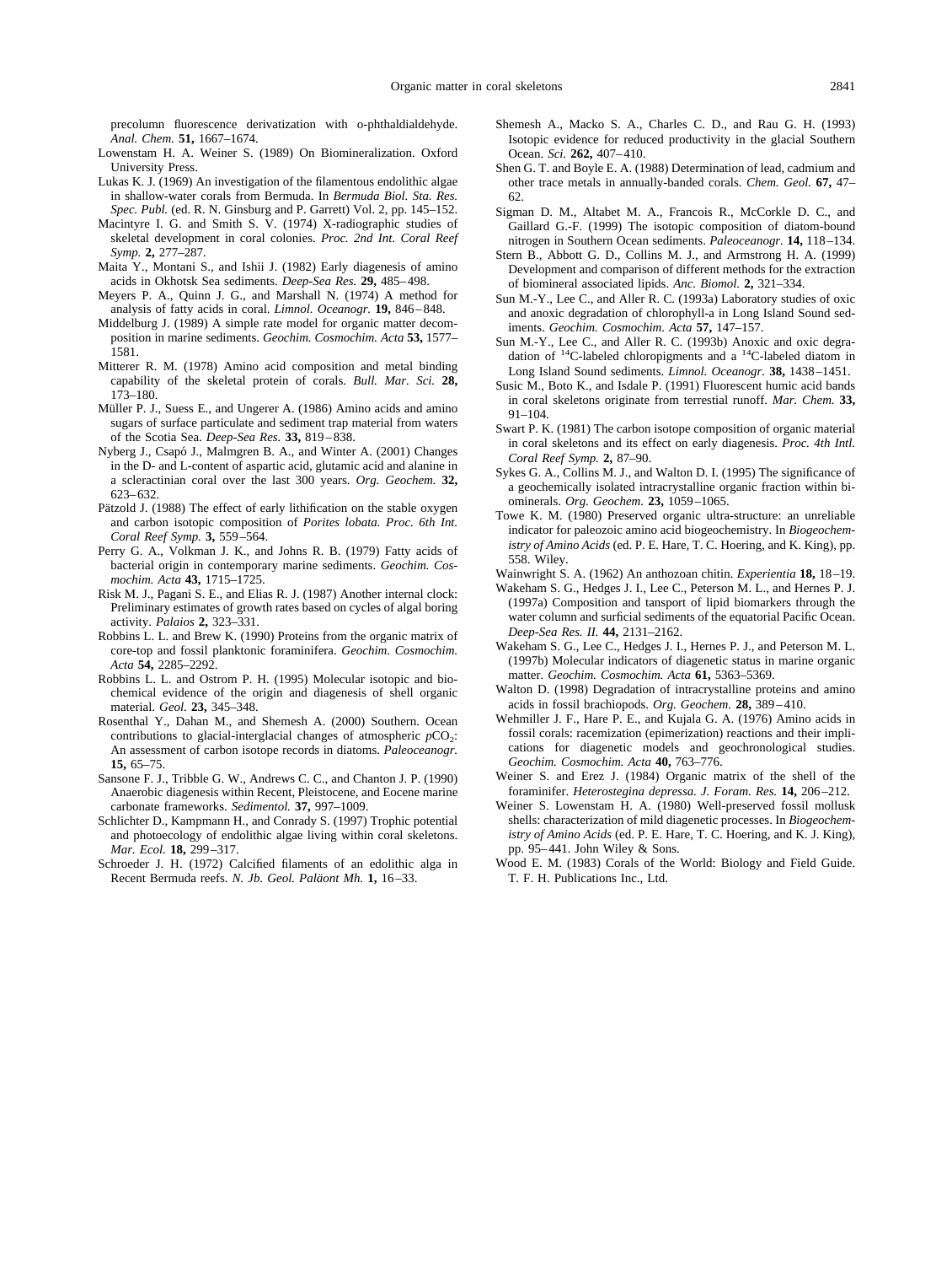precolumn fluorescence derivatization with o-phthaldialdehyde. *Anal. Chem.* **51,** 1667–1674.

Lowenstam H. A. Weiner S. (1989) On Biomineralization. Oxford University Press.

Lukas K. J. (1969) An investigation of the filamentous endolithic algae in shallow-water corals from Bermuda. In *Bermuda Biol. Sta. Res. Spec. Publ.* (ed. R. N. Ginsburg and P. Garrett) Vol. 2, pp. 145–152.

Macintyre I. G. and Smith S. V. (1974) X-radiographic studies of skeletal development in coral colonies. *Proc. 2nd Int. Coral Reef Symp.* **2,** 277–287.

Maita Y., Montani S., and Ishii J. (1982) Early diagenesis of amino acids in Okhotsk Sea sediments. *Deep-Sea Res.* **29,** 485–498.

Meyers P. A., Quinn J. G., and Marshall N. (1974) A method for analysis of fatty acids in coral. *Limnol. Oceanogr.* **19,** 846–848.

Middelburg J. (1989) A simple rate model for organic matter decomposition in marine sediments. *Geochim. Cosmochim. Acta* **53,** 1577–1581.

Mitterer R. M. (1978) Amino acid composition and metal binding capability of the skeletal protein of corals. *Bull. Mar. Sci.* **28,** 173–180.

Müller P. J., Suess E., and Ungerer A. (1986) Amino acids and amino sugars of surface particulate and sediment trap material from waters of the Scotia Sea. *Deep-Sea Res.* **33,** 819–838.

Nyberg J., Csapó J., Malmgren B. A., and Winter A. (2001) Changes in the D- and L-content of aspartic acid, glutamic acid and alanine in a scleractinian coral over the last 300 years. *Org. Geochem.* **32,** 623–632.

Pätzold J. (1988) The effect of early lithification on the stable oxygen and carbon isotopic composition of *Porites lobata. Proc. 6th Int. Coral Reef Symp.* **3,** 559–564.

Perry G. A., Volkman J. K., and Johns R. B. (1979) Fatty acids of bacterial origin in contemporary marine sediments. *Geochim. Cosmochim. Acta* **43,** 1715–1725.

Risk M. J., Pagani S. E., and Elias R. J. (1987) Another internal clock: Preliminary estimates of growth rates based on cycles of algal boring activity. *Palaios* **2,** 323–331.

Robbins L. L. and Brew K. (1990) Proteins from the organic matrix of core-top and fossil planktonic foraminifera. *Geochim. Cosmochim. Acta* **54,** 2285–2292.

Robbins L. L. and Ostrom P. H. (1995) Molecular isotopic and biochemical evidence of the origin and diagenesis of shell organic material. *Geol.* **23,** 345–348.

Rosenthal Y., Dahan M., and Shemesh A. (2000) Southern. Ocean contributions to glacial-interglacial changes of atmospheric $pCO_2$: An assessment of carbon isotope records in diatoms. *Paleoceanogr.* **15,** 65–75.

Sansone F. J., Tribble G. W., Andrews C. C., and Chanton J. P. (1990) Anaerobic diagenesis within Recent, Pleistocene, and Eocene marine carbonate frameworks. *Sedimentol.* **37,** 997–1009.

Schlichter D., Kampmann H., and Conrady S. (1997) Trophic potential and photoecology of endolithic algae living within coral skeletons. *Mar. Ecol.* **18,** 299–317.

Schroeder J. H. (1972) Calcified filaments of an edolithic alga in Recent Bermuda reefs. *N. Jb. Geol. Paläont Mh.* **1,** 16–33.

Shemesh A., Macko S. A., Charles C. D., and Rau G. H. (1993) Isotopic evidence for reduced productivity in the glacial Southern Ocean. *Sci.* **262,** 407–410.

Shen G. T. and Boyle E. A. (1988) Determination of lead, cadmium and other trace metals in annually-banded corals. *Chem. Geol.* **67,** 47–62.

Sigman D. M., Altabet M. A., Francois R., McCorkle D. C., and Gaillard G.-F. (1999) The isotopic composition of diatom-bound nitrogen in Southern Ocean sediments. *Paleoceanogr.* **14,** 118–134.

Stern B., Abbott G. D., Collins M. J., and Armstrong H. A. (1999) Development and comparison of different methods for the extraction of biomineral associated lipids. *Anc. Biomol.* **2,** 321–334.

Sun M.-Y., Lee C., and Aller R. C. (1993a) Laboratory studies of oxic and anoxic degradation of chlorophyll-a in Long Island Sound sediments. *Geochim. Cosmochim. Acta* **57,** 147–157.

Sun M.-Y., Lee C., and Aller R. C. (1993b) Anoxic and oxic degradation of $^{14}$C-labeled chloropigments and a $^{14}$C-labeled diatom in Long Island Sound sediments. *Limnol. Oceanogr.* **38,** 1438–1451.

Susic M., Boto K., and Isdale P. (1991) Fluorescent humic acid bands in coral skeletons originate from terrestial runoff. *Mar. Chem.* **33,** 91–104.

Swart P. K. (1981) The carbon isotope composition of organic material in coral skeletons and its effect on early diagenesis. *Proc. 4th Intl. Coral Reef Symp.* **2,** 87–90.

Sykes G. A., Collins M. J., and Walton D. I. (1995) The significance of a geochemically isolated intracrystalline organic fraction within biominerals. *Org. Geochem.* **23,** 1059–1065.

Towe K. M. (1980) Preserved organic ultra-structure: an unreliable indicator for paleozoic amino acid biogeochemistry. In *Biogeochemistry of Amino Acids* (ed. P. E. Hare, T. C. Hoering, and K. King), pp. 558. Wiley.

Wainwright S. A. (1962) An anthozoan chitin. *Experientia* **18,** 18–19.

Wakeham S. G., Hedges J. I., Lee C., Peterson M. L., and Hernes P. J. (1997a) Composition and tansport of lipid biomarkers through the water column and surficial sediments of the equatorial Pacific Ocean. *Deep-Sea Res. II.* **44,** 2131–2162.

Wakeham S. G., Lee C., Hedges J. I., Hernes P. J., and Peterson M. L. (1997b) Molecular indicators of diagenetic status in marine organic matter. *Geochim. Cosmochim. Acta* **61,** 5363–5369.

Walton D. (1998) Degradation of intracrystalline proteins and amino acids in fossil brachiopods. *Org. Geochem.* **28,** 389–410.

Wehmiller J. F., Hare P. E., and Kujala G. A. (1976) Amino acids in fossil corals: racemization (epimerization) reactions and their implications for diagenetic models and geochronological studies. *Geochim. Cosmochim. Acta* **40,** 763–776.

Weiner S. and Erez J. (1984) Organic matrix of the shell of the foraminifer. *Heterostegina depressa. J. Foram. Res.* **14,** 206–212.

Weiner S. Lowenstam H. A. (1980) Well-preserved fossil mollusk shells: characterization of mild diagenetic processes. In *Biogeochemistry of Amino Acids* (ed. P. E. Hare, T. C. Hoering, and K. J. King), pp. 95–441. John Wiley & Sons.

Wood E. M. (1983) Corals of the World: Biology and Field Guide. T. F. H. Publications Inc., Ltd.